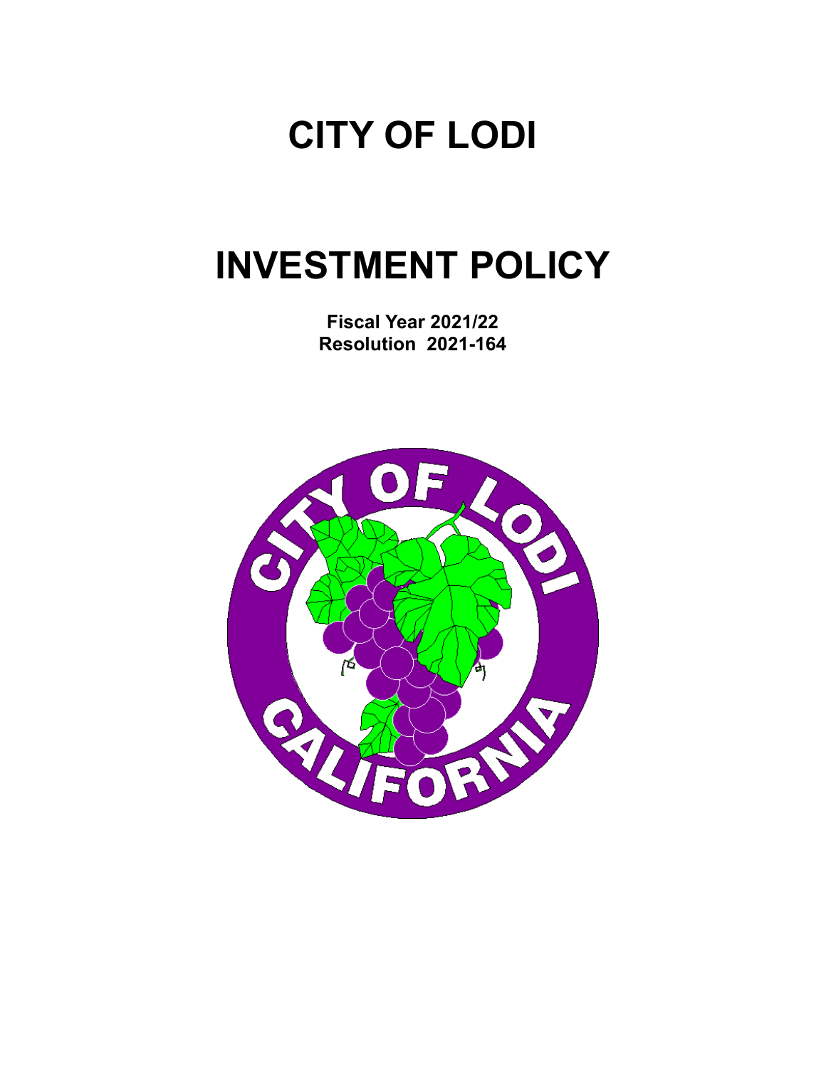# CITY OF LODI

# INVESTMENT POLICY

**Fiscal Year 2021/22**
**Resolution 2021-164**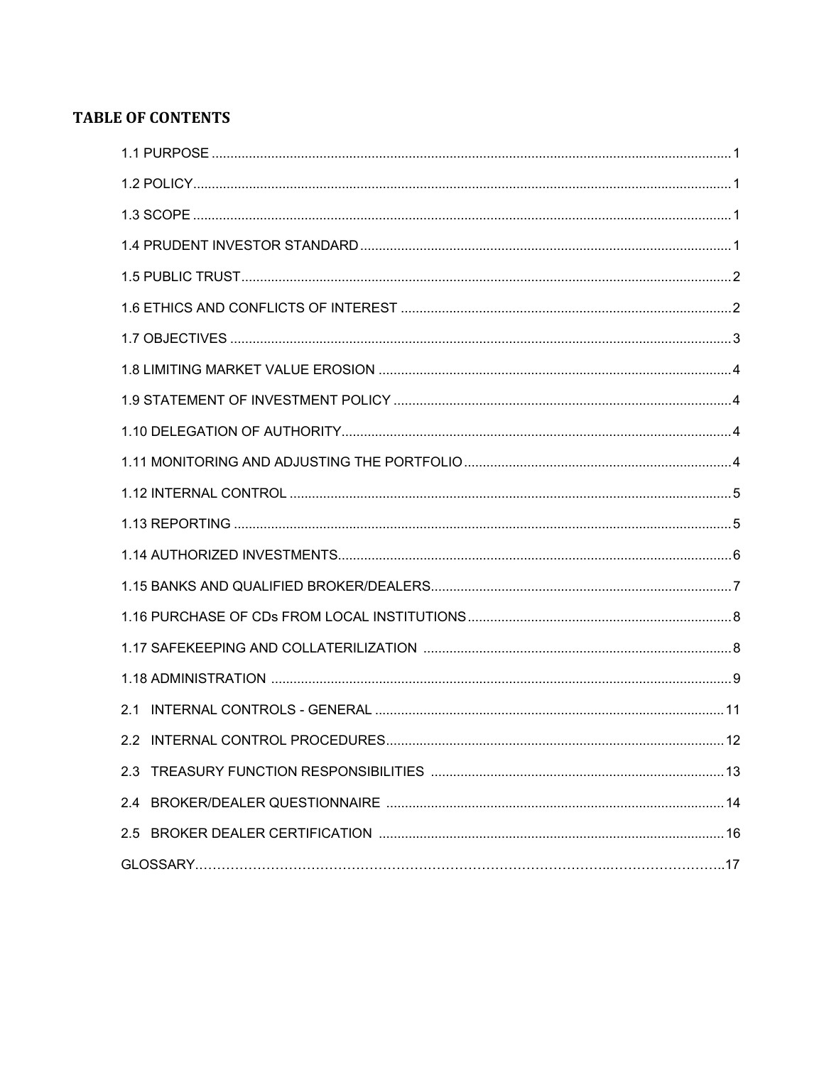# TABLE OF CONTENTS

1.1 PURPOSE ........................................................................................................................................ 1

1.2 POLICY.............................................................................................................................................. 1

1.3 SCOPE .............................................................................................................................................. 1

1.4 PRUDENT INVESTOR STANDARD ................................................................................................... 1

1.5 PUBLIC TRUST.................................................................................................................................. 2

1.6 ETHICS AND CONFLICTS OF INTEREST ........................................................................................ 2

1.7 OBJECTIVES ..................................................................................................................................... 3

1.8 LIMITING MARKET VALUE EROSION .............................................................................................. 4

1.9 STATEMENT OF INVESTMENT POLICY .......................................................................................... 4

1.10 DELEGATION OF AUTHORITY......................................................................................................... 4

1.11 MONITORING AND ADJUSTING THE PORTFOLIO ........................................................................ 4

1.12 INTERNAL CONTROL ....................................................................................................................... 5

1.13 REPORTING ...................................................................................................................................... 5

1.14 AUTHORIZED INVESTMENTS.......................................................................................................... 6

1.15 BANKS AND QUALIFIED BROKER/DEALERS................................................................................. 7

1.16 PURCHASE OF CDs FROM LOCAL INSTITUTIONS ....................................................................... 8

1.17 SAFEKEEPING AND COLLATERILIZATION ................................................................................... 8

1.18 ADMINISTRATION ............................................................................................................................ 9

2.1 INTERNAL CONTROLS - GENERAL ............................................................................................. 11

2.2 INTERNAL CONTROL PROCEDURES.......................................................................................... 12

2.3 TREASURY FUNCTION RESPONSIBILITIES .............................................................................. 13

2.4 BROKER/DEALER QUESTIONNAIRE .......................................................................................... 14

2.5 BROKER DEALER CERTIFICATION ............................................................................................ 16

GLOSSARY....................................................................................................................................... 17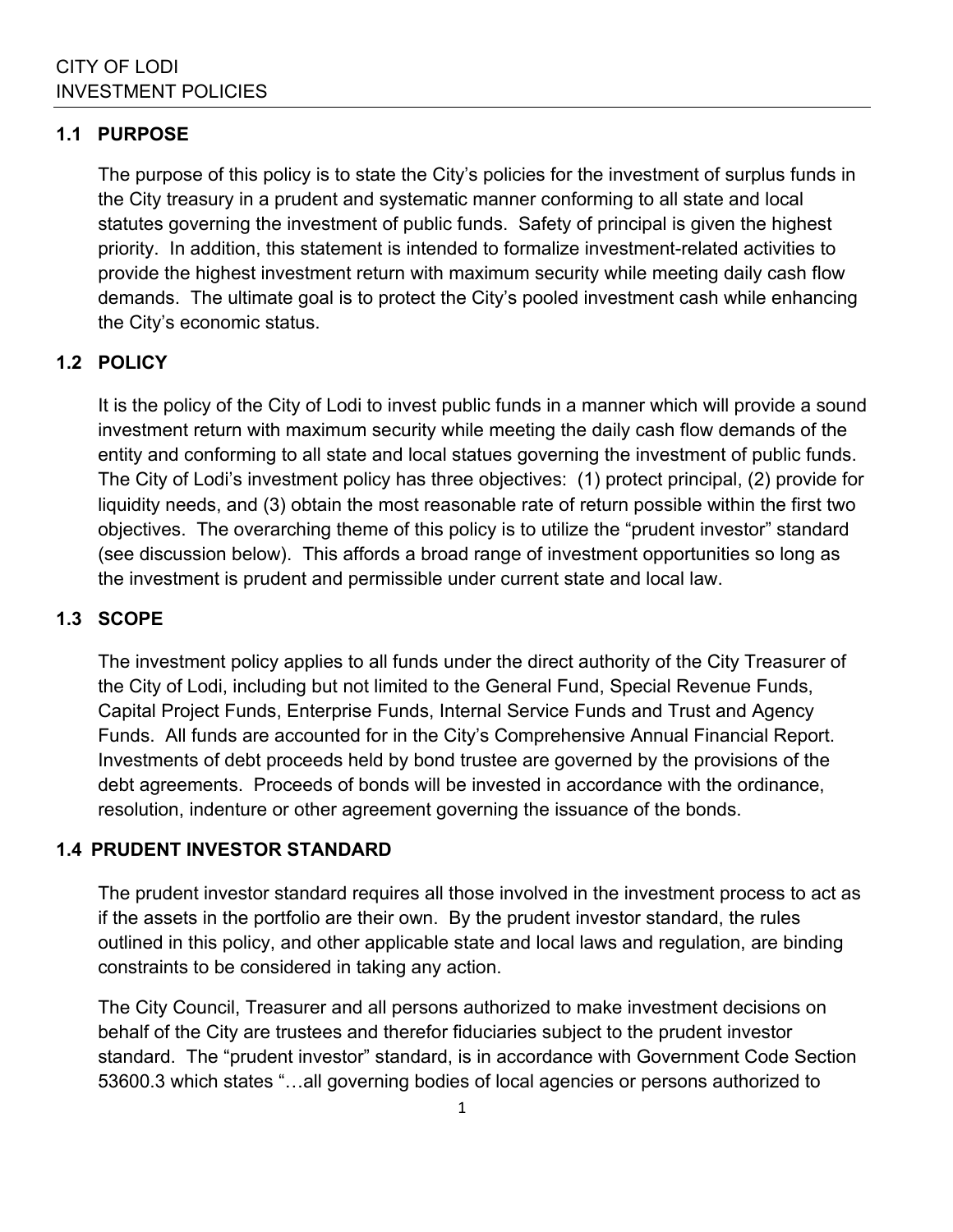CITY OF LODI
INVESTMENT POLICIES

## 1.1 PURPOSE

The purpose of this policy is to state the City's policies for the investment of surplus funds in the City treasury in a prudent and systematic manner conforming to all state and local statutes governing the investment of public funds. Safety of principal is given the highest priority. In addition, this statement is intended to formalize investment-related activities to provide the highest investment return with maximum security while meeting daily cash flow demands. The ultimate goal is to protect the City's pooled investment cash while enhancing the City's economic status.

## 1.2 POLICY

It is the policy of the City of Lodi to invest public funds in a manner which will provide a sound investment return with maximum security while meeting the daily cash flow demands of the entity and conforming to all state and local statues governing the investment of public funds. The City of Lodi's investment policy has three objectives: (1) protect principal, (2) provide for liquidity needs, and (3) obtain the most reasonable rate of return possible within the first two objectives. The overarching theme of this policy is to utilize the "prudent investor" standard (see discussion below). This affords a broad range of investment opportunities so long as the investment is prudent and permissible under current state and local law.

## 1.3 SCOPE

The investment policy applies to all funds under the direct authority of the City Treasurer of the City of Lodi, including but not limited to the General Fund, Special Revenue Funds, Capital Project Funds, Enterprise Funds, Internal Service Funds and Trust and Agency Funds. All funds are accounted for in the City's Comprehensive Annual Financial Report. Investments of debt proceeds held by bond trustee are governed by the provisions of the debt agreements. Proceeds of bonds will be invested in accordance with the ordinance, resolution, indenture or other agreement governing the issuance of the bonds.

## 1.4 PRUDENT INVESTOR STANDARD

The prudent investor standard requires all those involved in the investment process to act as if the assets in the portfolio are their own. By the prudent investor standard, the rules outlined in this policy, and other applicable state and local laws and regulation, are binding constraints to be considered in taking any action.

The City Council, Treasurer and all persons authorized to make investment decisions on behalf of the City are trustees and therefor fiduciaries subject to the prudent investor standard. The "prudent investor" standard, is in accordance with Government Code Section 53600.3 which states "…all governing bodies of local agencies or persons authorized to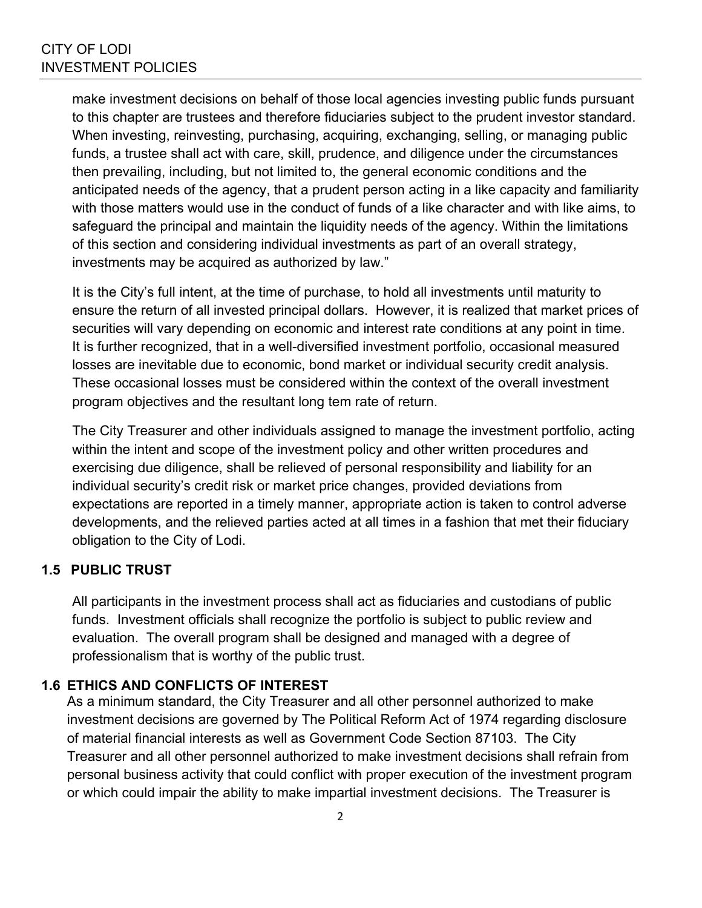make investment decisions on behalf of those local agencies investing public funds pursuant to this chapter are trustees and therefore fiduciaries subject to the prudent investor standard. When investing, reinvesting, purchasing, acquiring, exchanging, selling, or managing public funds, a trustee shall act with care, skill, prudence, and diligence under the circumstances then prevailing, including, but not limited to, the general economic conditions and the anticipated needs of the agency, that a prudent person acting in a like capacity and familiarity with those matters would use in the conduct of funds of a like character and with like aims, to safeguard the principal and maintain the liquidity needs of the agency. Within the limitations of this section and considering individual investments as part of an overall strategy, investments may be acquired as authorized by law."

It is the City's full intent, at the time of purchase, to hold all investments until maturity to ensure the return of all invested principal dollars. However, it is realized that market prices of securities will vary depending on economic and interest rate conditions at any point in time. It is further recognized, that in a well-diversified investment portfolio, occasional measured losses are inevitable due to economic, bond market or individual security credit analysis. These occasional losses must be considered within the context of the overall investment program objectives and the resultant long tem rate of return.

The City Treasurer and other individuals assigned to manage the investment portfolio, acting within the intent and scope of the investment policy and other written procedures and exercising due diligence, shall be relieved of personal responsibility and liability for an individual security's credit risk or market price changes, provided deviations from expectations are reported in a timely manner, appropriate action is taken to control adverse developments, and the relieved parties acted at all times in a fashion that met their fiduciary obligation to the City of Lodi.

### 1.5 PUBLIC TRUST

All participants in the investment process shall act as fiduciaries and custodians of public funds. Investment officials shall recognize the portfolio is subject to public review and evaluation. The overall program shall be designed and managed with a degree of professionalism that is worthy of the public trust.

### 1.6 ETHICS AND CONFLICTS OF INTEREST

As a minimum standard, the City Treasurer and all other personnel authorized to make investment decisions are governed by The Political Reform Act of 1974 regarding disclosure of material financial interests as well as Government Code Section 87103. The City Treasurer and all other personnel authorized to make investment decisions shall refrain from personal business activity that could conflict with proper execution of the investment program or which could impair the ability to make impartial investment decisions. The Treasurer is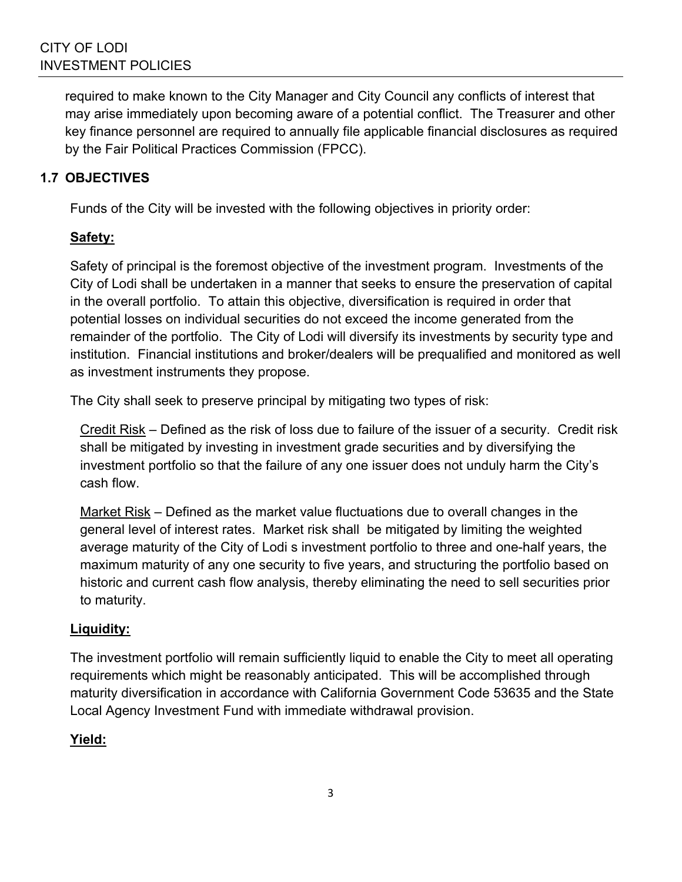required to make known to the City Manager and City Council any conflicts of interest that may arise immediately upon becoming aware of a potential conflict. The Treasurer and other key finance personnel are required to annually file applicable financial disclosures as required by the Fair Political Practices Commission (FPCC).

## 1.7 OBJECTIVES

Funds of the City will be invested with the following objectives in priority order:

**Safety:**

Safety of principal is the foremost objective of the investment program. Investments of the City of Lodi shall be undertaken in a manner that seeks to ensure the preservation of capital in the overall portfolio. To attain this objective, diversification is required in order that potential losses on individual securities do not exceed the income generated from the remainder of the portfolio. The City of Lodi will diversify its investments by security type and institution. Financial institutions and broker/dealers will be prequalified and monitored as well as investment instruments they propose.

The City shall seek to preserve principal by mitigating two types of risk:

Credit Risk – Defined as the risk of loss due to failure of the issuer of a security. Credit risk shall be mitigated by investing in investment grade securities and by diversifying the investment portfolio so that the failure of any one issuer does not unduly harm the City's cash flow.

Market Risk – Defined as the market value fluctuations due to overall changes in the general level of interest rates. Market risk shall be mitigated by limiting the weighted average maturity of the City of Lodi s investment portfolio to three and one-half years, the maximum maturity of any one security to five years, and structuring the portfolio based on historic and current cash flow analysis, thereby eliminating the need to sell securities prior to maturity.

**Liquidity:**

The investment portfolio will remain sufficiently liquid to enable the City to meet all operating requirements which might be reasonably anticipated. This will be accomplished through maturity diversification in accordance with California Government Code 53635 and the State Local Agency Investment Fund with immediate withdrawal provision.

**Yield:**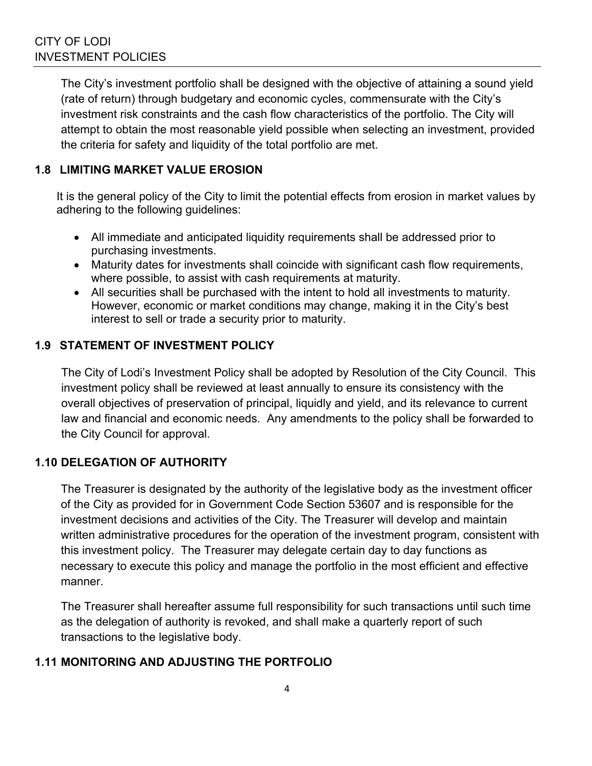The City's investment portfolio shall be designed with the objective of attaining a sound yield (rate of return) through budgetary and economic cycles, commensurate with the City's investment risk constraints and the cash flow characteristics of the portfolio. The City will attempt to obtain the most reasonable yield possible when selecting an investment, provided the criteria for safety and liquidity of the total portfolio are met.

## 1.8 LIMITING MARKET VALUE EROSION

It is the general policy of the City to limit the potential effects from erosion in market values by adhering to the following guidelines:

- All immediate and anticipated liquidity requirements shall be addressed prior to purchasing investments.
- Maturity dates for investments shall coincide with significant cash flow requirements, where possible, to assist with cash requirements at maturity.
- All securities shall be purchased with the intent to hold all investments to maturity. However, economic or market conditions may change, making it in the City's best interest to sell or trade a security prior to maturity.

## 1.9 STATEMENT OF INVESTMENT POLICY

The City of Lodi's Investment Policy shall be adopted by Resolution of the City Council. This investment policy shall be reviewed at least annually to ensure its consistency with the overall objectives of preservation of principal, liquidly and yield, and its relevance to current law and financial and economic needs. Any amendments to the policy shall be forwarded to the City Council for approval.

## 1.10 DELEGATION OF AUTHORITY

The Treasurer is designated by the authority of the legislative body as the investment officer of the City as provided for in Government Code Section 53607 and is responsible for the investment decisions and activities of the City. The Treasurer will develop and maintain written administrative procedures for the operation of the investment program, consistent with this investment policy. The Treasurer may delegate certain day to day functions as necessary to execute this policy and manage the portfolio in the most efficient and effective manner.

The Treasurer shall hereafter assume full responsibility for such transactions until such time as the delegation of authority is revoked, and shall make a quarterly report of such transactions to the legislative body.

## 1.11 MONITORING AND ADJUSTING THE PORTFOLIO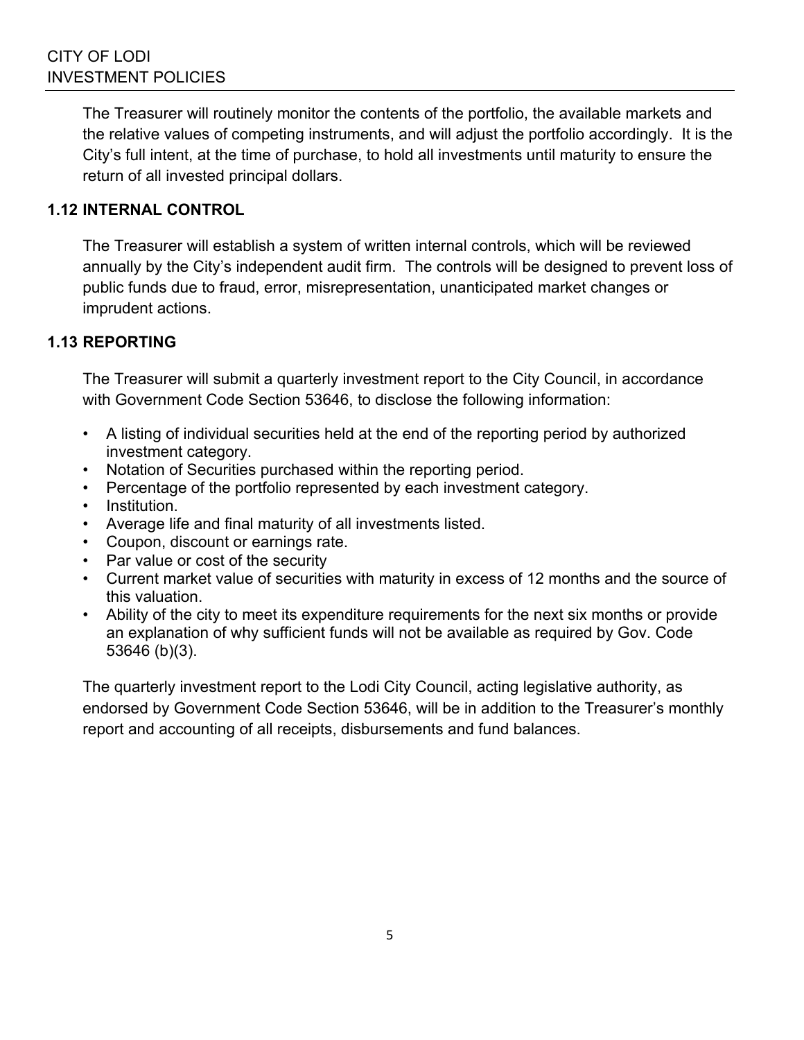The Treasurer will routinely monitor the contents of the portfolio, the available markets and the relative values of competing instruments, and will adjust the portfolio accordingly. It is the City's full intent, at the time of purchase, to hold all investments until maturity to ensure the return of all invested principal dollars.

### 1.12 INTERNAL CONTROL

The Treasurer will establish a system of written internal controls, which will be reviewed annually by the City's independent audit firm. The controls will be designed to prevent loss of public funds due to fraud, error, misrepresentation, unanticipated market changes or imprudent actions.

### 1.13 REPORTING

The Treasurer will submit a quarterly investment report to the City Council, in accordance with Government Code Section 53646, to disclose the following information:

- A listing of individual securities held at the end of the reporting period by authorized investment category.
- Notation of Securities purchased within the reporting period.
- Percentage of the portfolio represented by each investment category.
- Institution.
- Average life and final maturity of all investments listed.
- Coupon, discount or earnings rate.
- Par value or cost of the security
- Current market value of securities with maturity in excess of 12 months and the source of this valuation.
- Ability of the city to meet its expenditure requirements for the next six months or provide an explanation of why sufficient funds will not be available as required by Gov. Code 53646 (b)(3).

The quarterly investment report to the Lodi City Council, acting legislative authority, as endorsed by Government Code Section 53646, will be in addition to the Treasurer's monthly report and accounting of all receipts, disbursements and fund balances.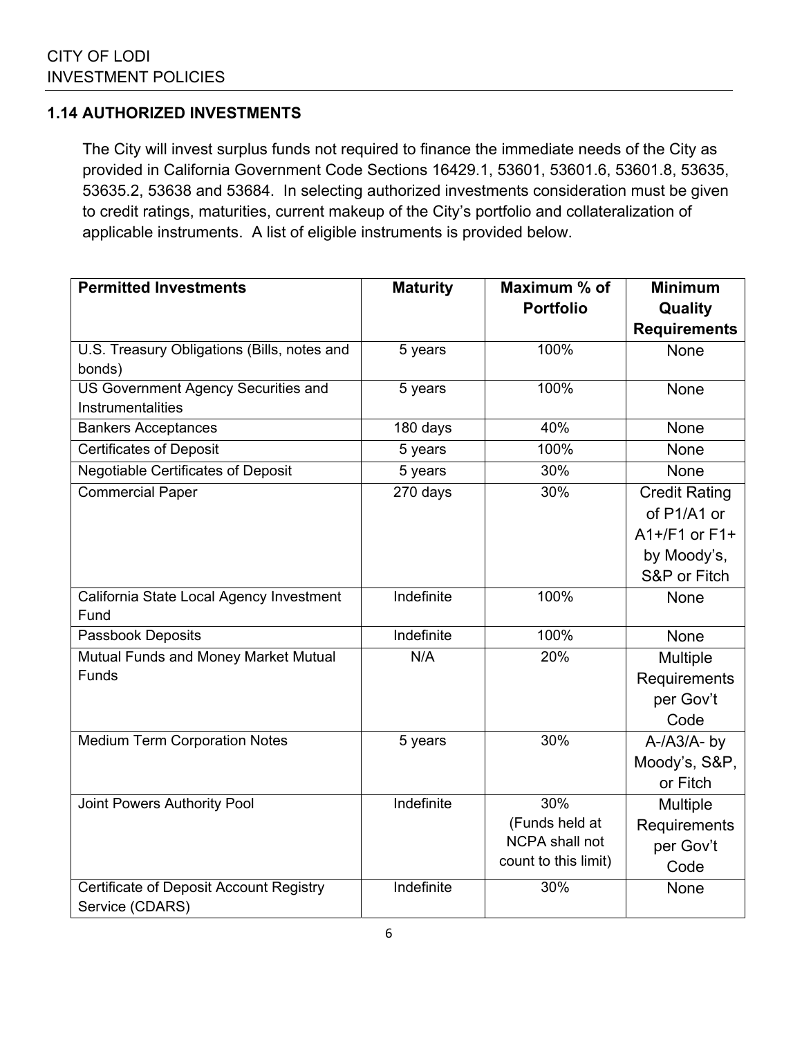### 1.14 AUTHORIZED INVESTMENTS

The City will invest surplus funds not required to finance the immediate needs of the City as provided in California Government Code Sections 16429.1, 53601, 53601.6, 53601.8, 53635, 53635.2, 53638 and 53684. In selecting authorized investments consideration must be given to credit ratings, maturities, current makeup of the City's portfolio and collateralization of applicable instruments. A list of eligible instruments is provided below.

| Permitted Investments | Maturity | Maximum % of Portfolio | Minimum Quality Requirements |
|---|---|---|---|
| U.S. Treasury Obligations (Bills, notes and bonds) | 5 years | 100% | None |
| US Government Agency Securities and Instrumentalities | 5 years | 100% | None |
| Bankers Acceptances | 180 days | 40% | None |
| Certificates of Deposit | 5 years | 100% | None |
| Negotiable Certificates of Deposit | 5 years | 30% | None |
| Commercial Paper | 270 days | 30% | Credit Rating of P1/A1 or A1+/F1 or F1+ by Moody's, S&P or Fitch |
| California State Local Agency Investment Fund | Indefinite | 100% | None |
| Passbook Deposits | Indefinite | 100% | None |
| Mutual Funds and Money Market Mutual Funds | N/A | 20% | Multiple Requirements per Gov't Code |
| Medium Term Corporation Notes | 5 years | 30% | A-/A3/A- by Moody's, S&P, or Fitch |
| Joint Powers Authority Pool | Indefinite | 30% (Funds held at NCPA shall not count to this limit) | Multiple Requirements per Gov't Code |
| Certificate of Deposit Account Registry Service (CDARS) | Indefinite | 30% | None |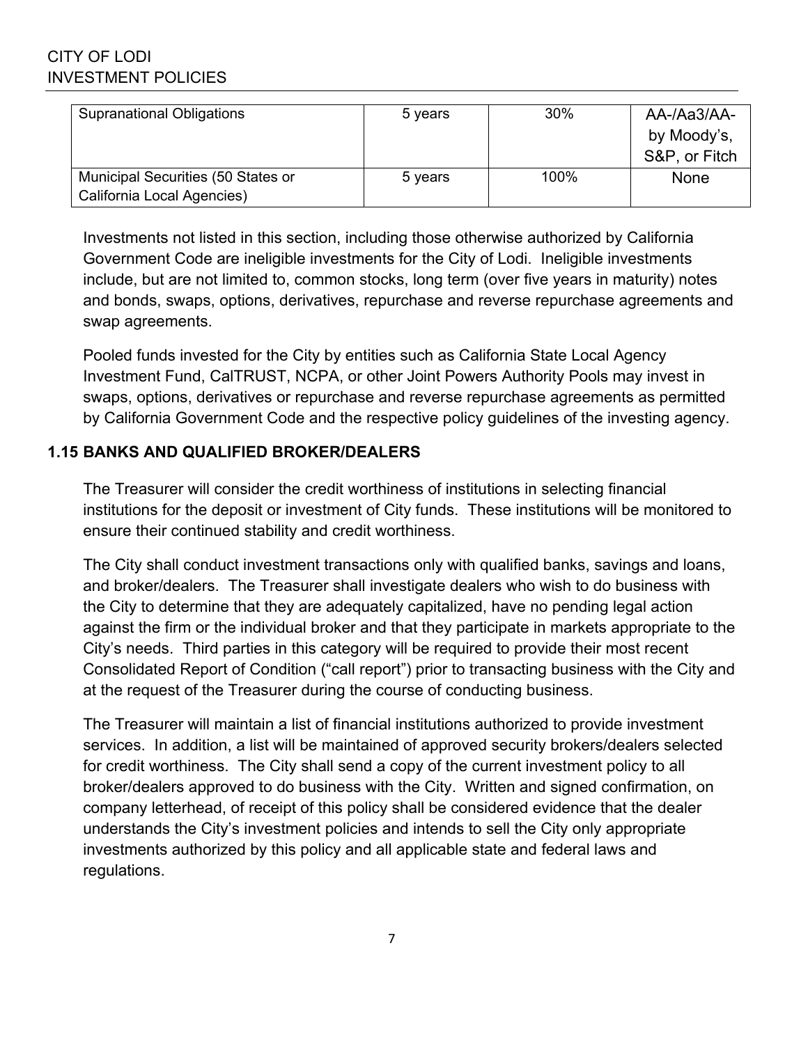| Supranational Obligations | 5 years | 30% | AA-/Aa3/AA- by Moody's, S&P, or Fitch |
|---|---|---|---|
| Municipal Securities (50 States or California Local Agencies) | 5 years | 100% | None |

Investments not listed in this section, including those otherwise authorized by California Government Code are ineligible investments for the City of Lodi. Ineligible investments include, but are not limited to, common stocks, long term (over five years in maturity) notes and bonds, swaps, options, derivatives, repurchase and reverse repurchase agreements and swap agreements.

Pooled funds invested for the City by entities such as California State Local Agency Investment Fund, CalTRUST, NCPA, or other Joint Powers Authority Pools may invest in swaps, options, derivatives or repurchase and reverse repurchase agreements as permitted by California Government Code and the respective policy guidelines of the investing agency.

## 1.15 BANKS AND QUALIFIED BROKER/DEALERS

The Treasurer will consider the credit worthiness of institutions in selecting financial institutions for the deposit or investment of City funds. These institutions will be monitored to ensure their continued stability and credit worthiness.

The City shall conduct investment transactions only with qualified banks, savings and loans, and broker/dealers. The Treasurer shall investigate dealers who wish to do business with the City to determine that they are adequately capitalized, have no pending legal action against the firm or the individual broker and that they participate in markets appropriate to the City's needs. Third parties in this category will be required to provide their most recent Consolidated Report of Condition ("call report") prior to transacting business with the City and at the request of the Treasurer during the course of conducting business.

The Treasurer will maintain a list of financial institutions authorized to provide investment services. In addition, a list will be maintained of approved security brokers/dealers selected for credit worthiness. The City shall send a copy of the current investment policy to all broker/dealers approved to do business with the City. Written and signed confirmation, on company letterhead, of receipt of this policy shall be considered evidence that the dealer understands the City's investment policies and intends to sell the City only appropriate investments authorized by this policy and all applicable state and federal laws and regulations.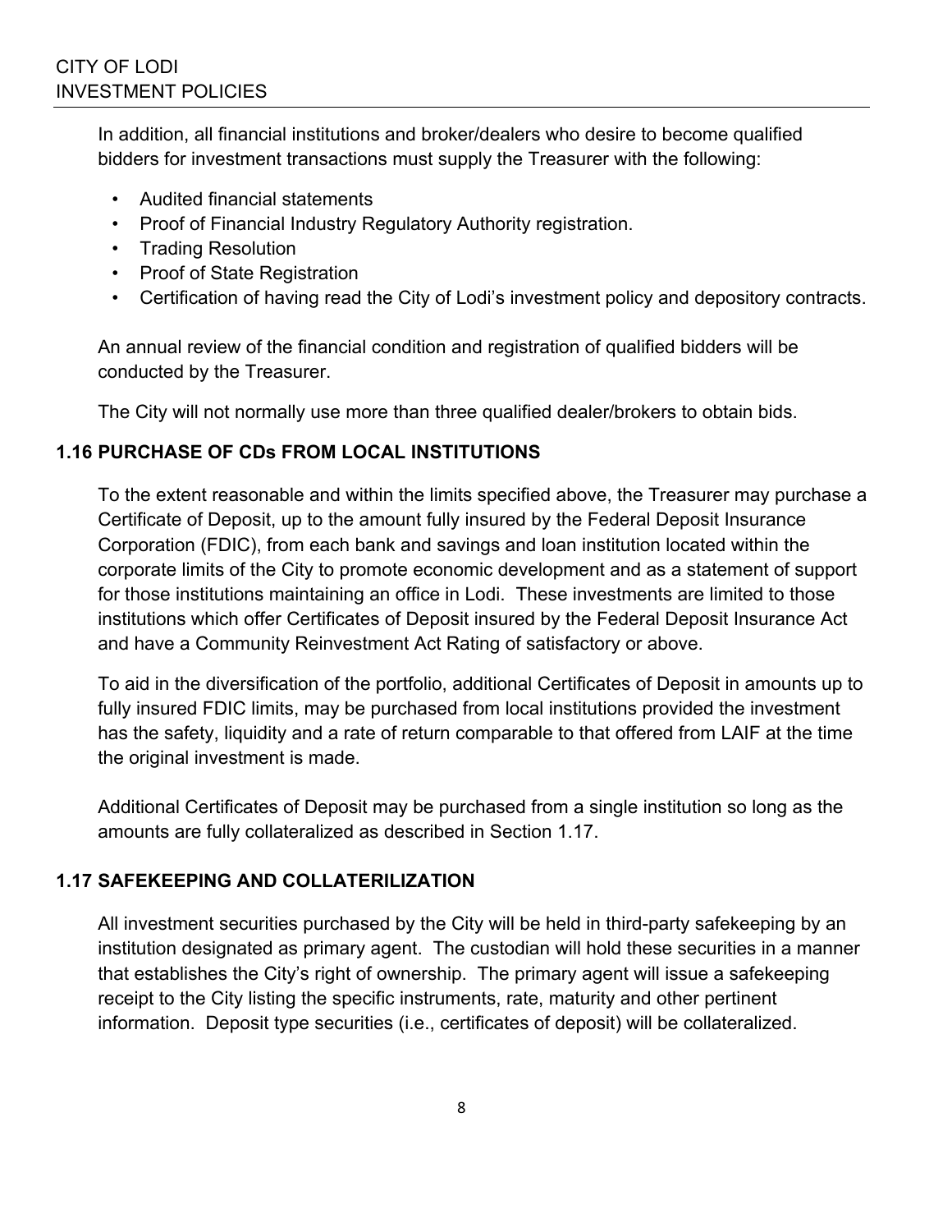In addition, all financial institutions and broker/dealers who desire to become qualified bidders for investment transactions must supply the Treasurer with the following:

- Audited financial statements
- Proof of Financial Industry Regulatory Authority registration.
- Trading Resolution
- Proof of State Registration
- Certification of having read the City of Lodi's investment policy and depository contracts.

An annual review of the financial condition and registration of qualified bidders will be conducted by the Treasurer.

The City will not normally use more than three qualified dealer/brokers to obtain bids.

## 1.16 PURCHASE OF CDs FROM LOCAL INSTITUTIONS

To the extent reasonable and within the limits specified above, the Treasurer may purchase a Certificate of Deposit, up to the amount fully insured by the Federal Deposit Insurance Corporation (FDIC), from each bank and savings and loan institution located within the corporate limits of the City to promote economic development and as a statement of support for those institutions maintaining an office in Lodi. These investments are limited to those institutions which offer Certificates of Deposit insured by the Federal Deposit Insurance Act and have a Community Reinvestment Act Rating of satisfactory or above.

To aid in the diversification of the portfolio, additional Certificates of Deposit in amounts up to fully insured FDIC limits, may be purchased from local institutions provided the investment has the safety, liquidity and a rate of return comparable to that offered from LAIF at the time the original investment is made.

Additional Certificates of Deposit may be purchased from a single institution so long as the amounts are fully collateralized as described in Section 1.17.

## 1.17 SAFEKEEPING AND COLLATERILIZATION

All investment securities purchased by the City will be held in third-party safekeeping by an institution designated as primary agent. The custodian will hold these securities in a manner that establishes the City's right of ownership. The primary agent will issue a safekeeping receipt to the City listing the specific instruments, rate, maturity and other pertinent information. Deposit type securities (i.e., certificates of deposit) will be collateralized.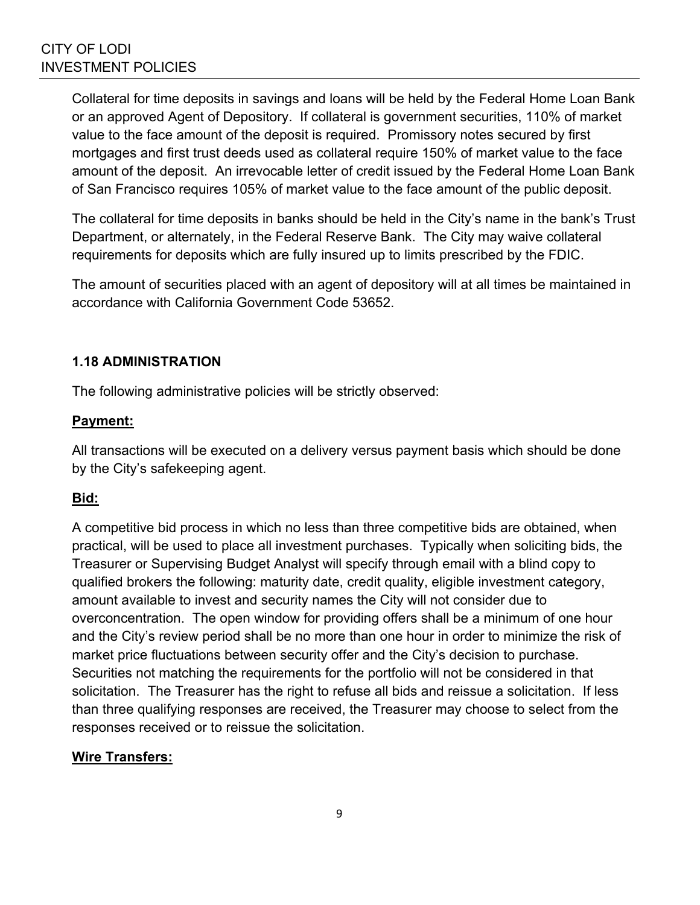Collateral for time deposits in savings and loans will be held by the Federal Home Loan Bank or an approved Agent of Depository. If collateral is government securities, 110% of market value to the face amount of the deposit is required. Promissory notes secured by first mortgages and first trust deeds used as collateral require 150% of market value to the face amount of the deposit. An irrevocable letter of credit issued by the Federal Home Loan Bank of San Francisco requires 105% of market value to the face amount of the public deposit.

The collateral for time deposits in banks should be held in the City's name in the bank's Trust Department, or alternately, in the Federal Reserve Bank. The City may waive collateral requirements for deposits which are fully insured up to limits prescribed by the FDIC.

The amount of securities placed with an agent of depository will at all times be maintained in accordance with California Government Code 53652.

### 1.18 ADMINISTRATION

The following administrative policies will be strictly observed:

**Payment:**

All transactions will be executed on a delivery versus payment basis which should be done by the City's safekeeping agent.

**Bid:**

A competitive bid process in which no less than three competitive bids are obtained, when practical, will be used to place all investment purchases. Typically when soliciting bids, the Treasurer or Supervising Budget Analyst will specify through email with a blind copy to qualified brokers the following: maturity date, credit quality, eligible investment category, amount available to invest and security names the City will not consider due to overconcentration. The open window for providing offers shall be a minimum of one hour and the City's review period shall be no more than one hour in order to minimize the risk of market price fluctuations between security offer and the City's decision to purchase. Securities not matching the requirements for the portfolio will not be considered in that solicitation. The Treasurer has the right to refuse all bids and reissue a solicitation. If less than three qualifying responses are received, the Treasurer may choose to select from the responses received or to reissue the solicitation.

**Wire Transfers:**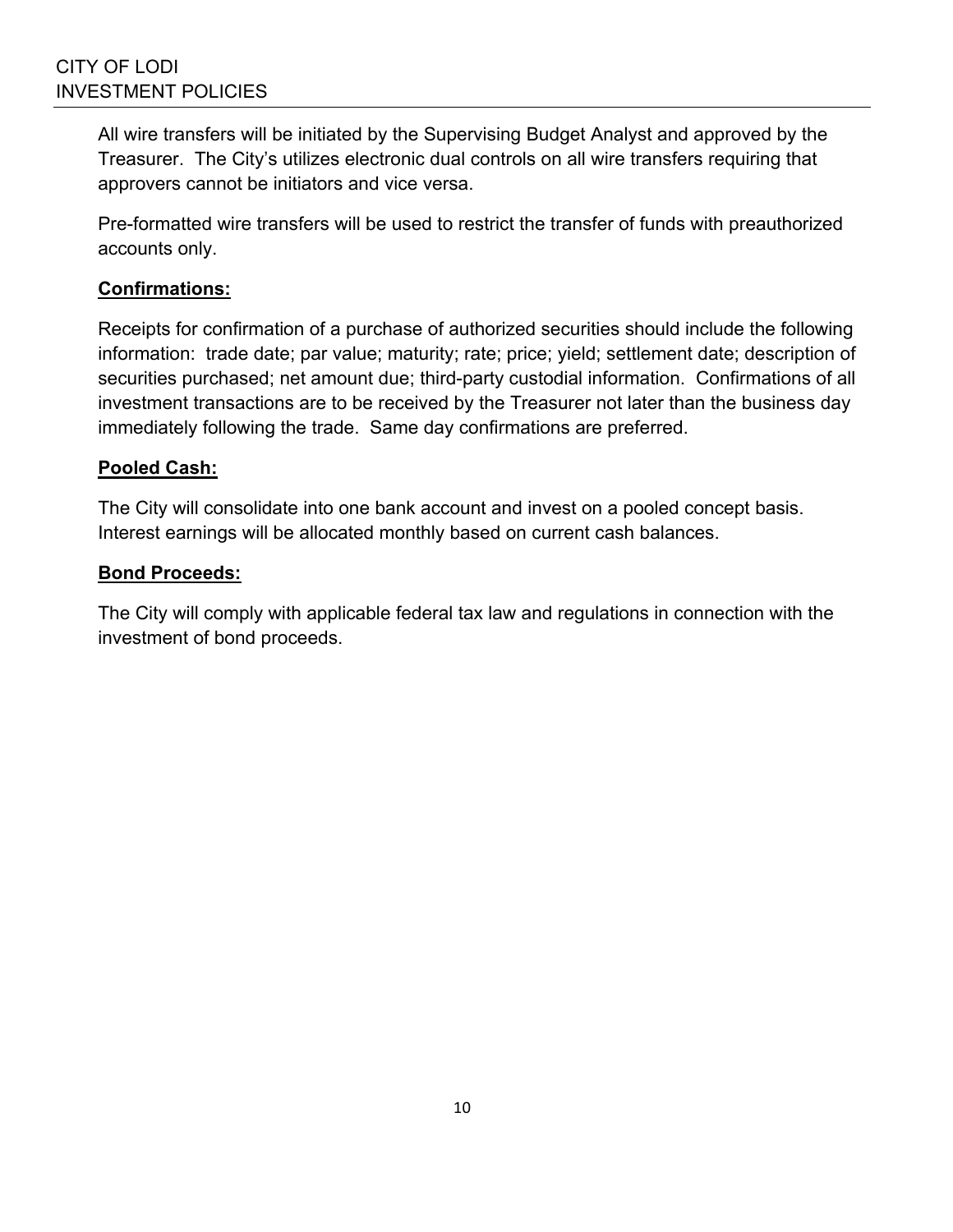All wire transfers will be initiated by the Supervising Budget Analyst and approved by the Treasurer. The City's utilizes electronic dual controls on all wire transfers requiring that approvers cannot be initiators and vice versa.

Pre-formatted wire transfers will be used to restrict the transfer of funds with preauthorized accounts only.

**Confirmations:**

Receipts for confirmation of a purchase of authorized securities should include the following information: trade date; par value; maturity; rate; price; yield; settlement date; description of securities purchased; net amount due; third-party custodial information. Confirmations of all investment transactions are to be received by the Treasurer not later than the business day immediately following the trade. Same day confirmations are preferred.

**Pooled Cash:**

The City will consolidate into one bank account and invest on a pooled concept basis. Interest earnings will be allocated monthly based on current cash balances.

**Bond Proceeds:**

The City will comply with applicable federal tax law and regulations in connection with the investment of bond proceeds.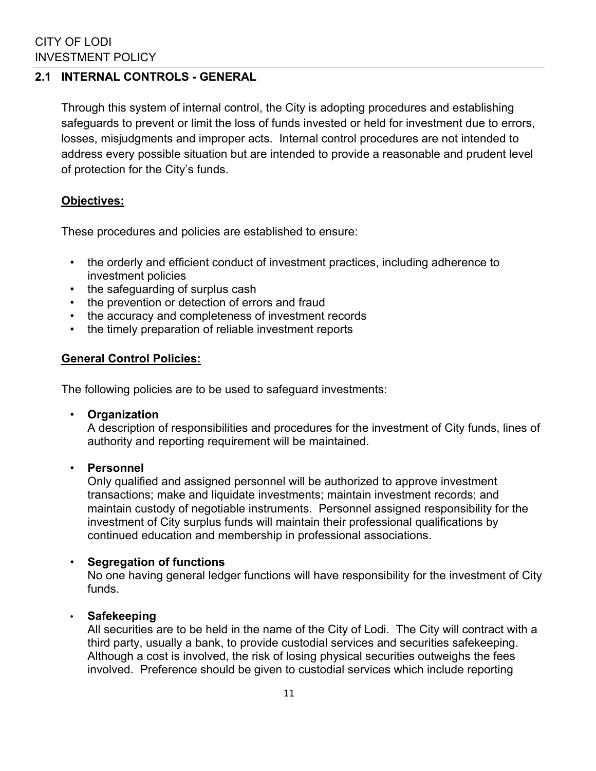## 2.1 INTERNAL CONTROLS - GENERAL

Through this system of internal control, the City is adopting procedures and establishing safeguards to prevent or limit the loss of funds invested or held for investment due to errors, losses, misjudgments and improper acts. Internal control procedures are not intended to address every possible situation but are intended to provide a reasonable and prudent level of protection for the City's funds.

**Objectives:**

These procedures and policies are established to ensure:

- the orderly and efficient conduct of investment practices, including adherence to investment policies
- the safeguarding of surplus cash
- the prevention or detection of errors and fraud
- the accuracy and completeness of investment records
- the timely preparation of reliable investment reports

**General Control Policies:**

The following policies are to be used to safeguard investments:

- **Organization**
  A description of responsibilities and procedures for the investment of City funds, lines of authority and reporting requirement will be maintained.

- **Personnel**
  Only qualified and assigned personnel will be authorized to approve investment transactions; make and liquidate investments; maintain investment records; and maintain custody of negotiable instruments. Personnel assigned responsibility for the investment of City surplus funds will maintain their professional qualifications by continued education and membership in professional associations.

- **Segregation of functions**
  No one having general ledger functions will have responsibility for the investment of City funds.

- **Safekeeping**
  All securities are to be held in the name of the City of Lodi. The City will contract with a third party, usually a bank, to provide custodial services and securities safekeeping. Although a cost is involved, the risk of losing physical securities outweighs the fees involved. Preference should be given to custodial services which include reporting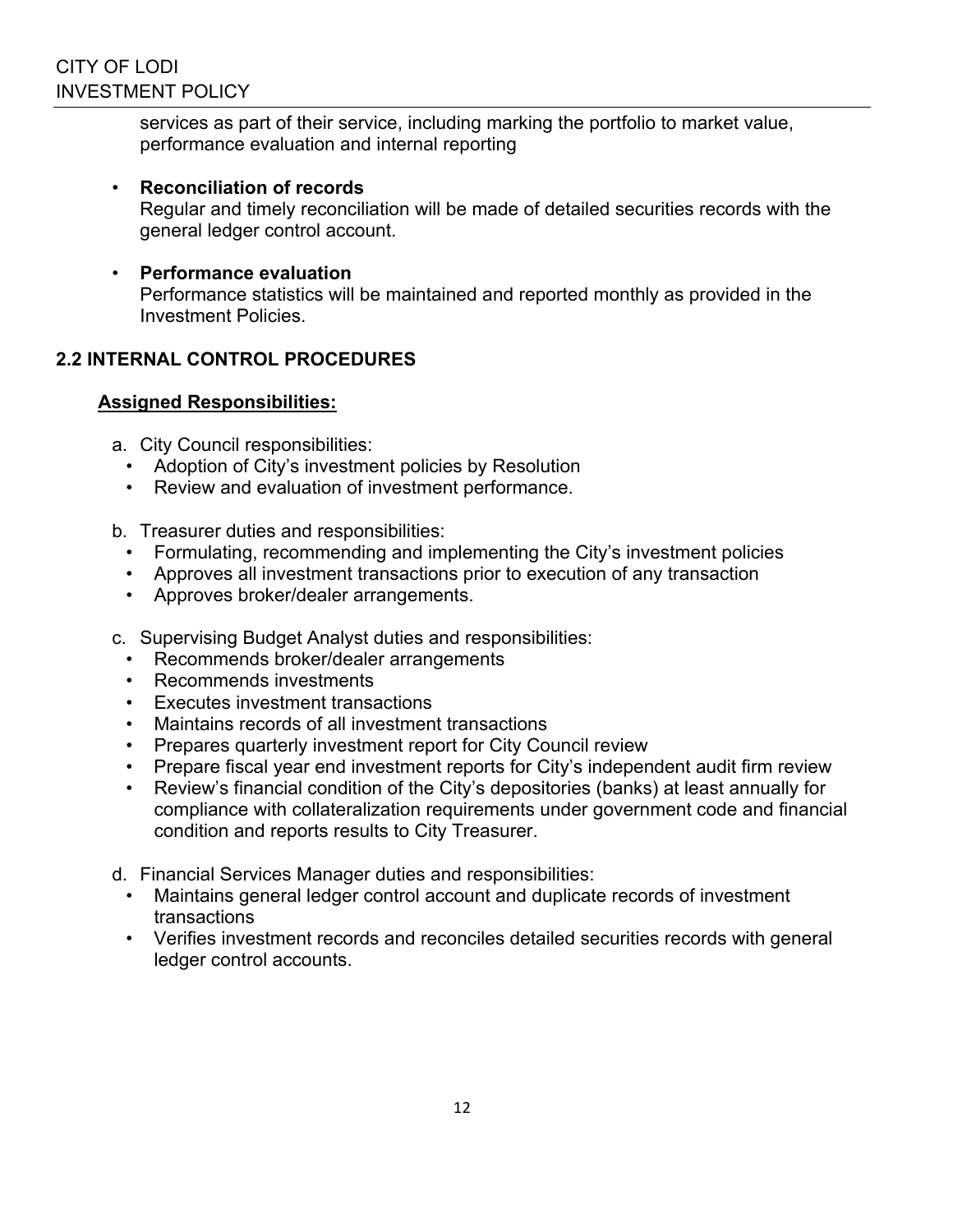services as part of their service, including marking the portfolio to market value, performance evaluation and internal reporting

- **Reconciliation of records**
  Regular and timely reconciliation will be made of detailed securities records with the general ledger control account.

- **Performance evaluation**
  Performance statistics will be maintained and reported monthly as provided in the Investment Policies.

## 2.2 INTERNAL CONTROL PROCEDURES

**Assigned Responsibilities:**

a. City Council responsibilities:
   - Adoption of City's investment policies by Resolution
   - Review and evaluation of investment performance.

b. Treasurer duties and responsibilities:
   - Formulating, recommending and implementing the City's investment policies
   - Approves all investment transactions prior to execution of any transaction
   - Approves broker/dealer arrangements.

c. Supervising Budget Analyst duties and responsibilities:
   - Recommends broker/dealer arrangements
   - Recommends investments
   - Executes investment transactions
   - Maintains records of all investment transactions
   - Prepares quarterly investment report for City Council review
   - Prepare fiscal year end investment reports for City's independent audit firm review
   - Review's financial condition of the City's depositories (banks) at least annually for compliance with collateralization requirements under government code and financial condition and reports results to City Treasurer.

d. Financial Services Manager duties and responsibilities:
   - Maintains general ledger control account and duplicate records of investment transactions
   - Verifies investment records and reconciles detailed securities records with general ledger control accounts.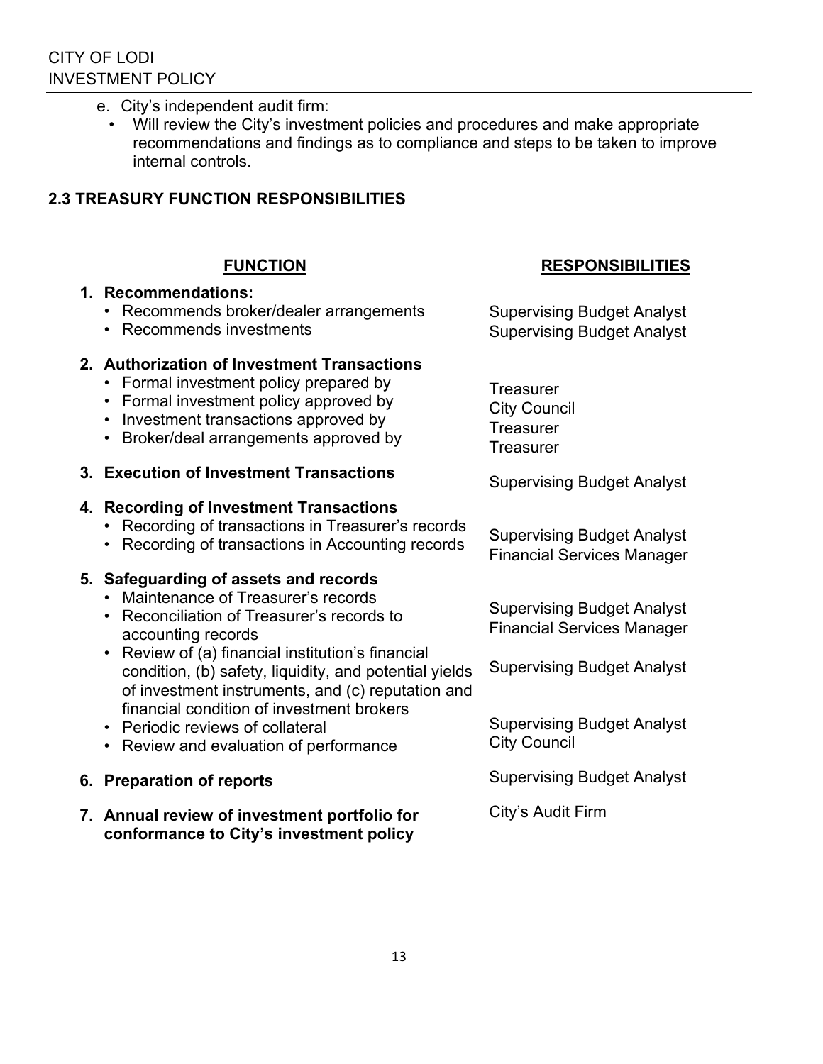e. City's independent audit firm:
   - Will review the City's investment policies and procedures and make appropriate recommendations and findings as to compliance and steps to be taken to improve internal controls.

## 2.3 TREASURY FUNCTION RESPONSIBILITIES

| FUNCTION | RESPONSIBILITIES |
|---|---|
| **1. Recommendations:** | |
| • Recommends broker/dealer arrangements | Supervising Budget Analyst |
| • Recommends investments | Supervising Budget Analyst |
| **2. Authorization of Investment Transactions** | |
| • Formal investment policy prepared by | Treasurer |
| • Formal investment policy approved by | City Council |
| • Investment transactions approved by | Treasurer |
| • Broker/deal arrangements approved by | Treasurer |
| **3. Execution of Investment Transactions** | Supervising Budget Analyst |
| **4. Recording of Investment Transactions** | |
| • Recording of transactions in Treasurer's records | Supervising Budget Analyst |
| • Recording of transactions in Accounting records | Financial Services Manager |
| **5. Safeguarding of assets and records** | |
| • Maintenance of Treasurer's records | Supervising Budget Analyst |
| • Reconciliation of Treasurer's records to accounting records | Financial Services Manager |
| • Review of (a) financial institution's financial condition, (b) safety, liquidity, and potential yields of investment instruments, and (c) reputation and financial condition of investment brokers | Supervising Budget Analyst |
| • Periodic reviews of collateral | Supervising Budget Analyst |
| • Review and evaluation of performance | City Council |
| **6. Preparation of reports** | Supervising Budget Analyst |
| **7. Annual review of investment portfolio for conformance to City's investment policy** | City's Audit Firm |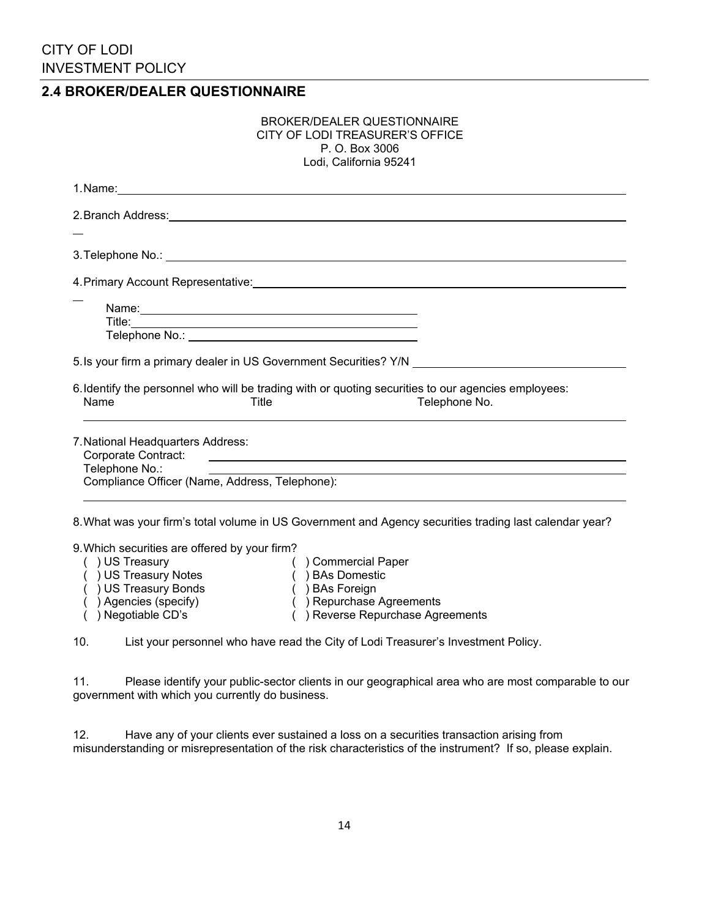## 2.4 BROKER/DEALER QUESTIONNAIRE

BROKER/DEALER QUESTIONNAIRE
CITY OF LODI TREASURER'S OFFICE
P. O. Box 3006
Lodi, California 95241

1. Name: ____________________________________________

2. Branch Address: ____________________________________________

3. Telephone No.: ____________________________________________

4. Primary Account Representative: ____________________________________________

   Name: ______________________________
   Title: ______________________________
   Telephone No.: ______________________________

5. Is your firm a primary dealer in US Government Securities? Y/N ______________________

6. Identify the personnel who will be trading with or quoting securities to our agencies employees:

   Name Title Telephone No.

   ____________________________________________

7. National Headquarters Address:
   Corporate Contract: ____________________________________________
   Telephone No.: ____________________________________________
   Compliance Officer (Name, Address, Telephone):

   ____________________________________________

8. What was your firm's total volume in US Government and Agency securities trading last calendar year?

9. Which securities are offered by your firm?

| | |
|---|---|
| ( ) US Treasury | ( ) Commercial Paper |
| ( ) US Treasury Notes | ( ) BAs Domestic |
| ( ) US Treasury Bonds | ( ) BAs Foreign |
| ( ) Agencies (specify) | ( ) Repurchase Agreements |
| ( ) Negotiable CD's | ( ) Reverse Repurchase Agreements |

10. List your personnel who have read the City of Lodi Treasurer's Investment Policy.

11. Please identify your public-sector clients in our geographical area who are most comparable to our government with which you currently do business.

12. Have any of your clients ever sustained a loss on a securities transaction arising from misunderstanding or misrepresentation of the risk characteristics of the instrument? If so, please explain.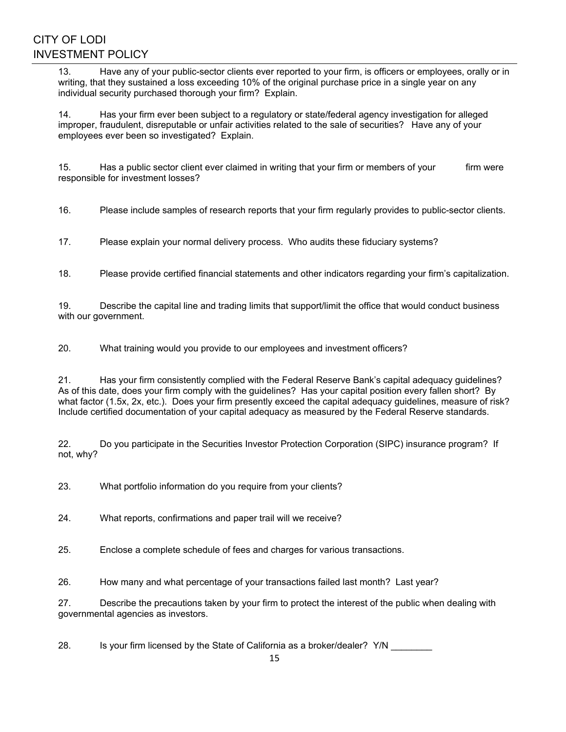13. Have any of your public-sector clients ever reported to your firm, is officers or employees, orally or in writing, that they sustained a loss exceeding 10% of the original purchase price in a single year on any individual security purchased thorough your firm? Explain.

14. Has your firm ever been subject to a regulatory or state/federal agency investigation for alleged improper, fraudulent, disreputable or unfair activities related to the sale of securities? Have any of your employees ever been so investigated? Explain.

15. Has a public sector client ever claimed in writing that your firm or members of your firm were responsible for investment losses?

16. Please include samples of research reports that your firm regularly provides to public-sector clients.

17. Please explain your normal delivery process. Who audits these fiduciary systems?

18. Please provide certified financial statements and other indicators regarding your firm's capitalization.

19. Describe the capital line and trading limits that support/limit the office that would conduct business with our government.

20. What training would you provide to our employees and investment officers?

21. Has your firm consistently complied with the Federal Reserve Bank's capital adequacy guidelines? As of this date, does your firm comply with the guidelines? Has your capital position every fallen short? By what factor (1.5x, 2x, etc.). Does your firm presently exceed the capital adequacy guidelines, measure of risk? Include certified documentation of your capital adequacy as measured by the Federal Reserve standards.

22. Do you participate in the Securities Investor Protection Corporation (SIPC) insurance program? If not, why?

23. What portfolio information do you require from your clients?

24. What reports, confirmations and paper trail will we receive?

25. Enclose a complete schedule of fees and charges for various transactions.

26. How many and what percentage of your transactions failed last month? Last year?

27. Describe the precautions taken by your firm to protect the interest of the public when dealing with governmental agencies as investors.

28. Is your firm licensed by the State of California as a broker/dealer? Y/N ________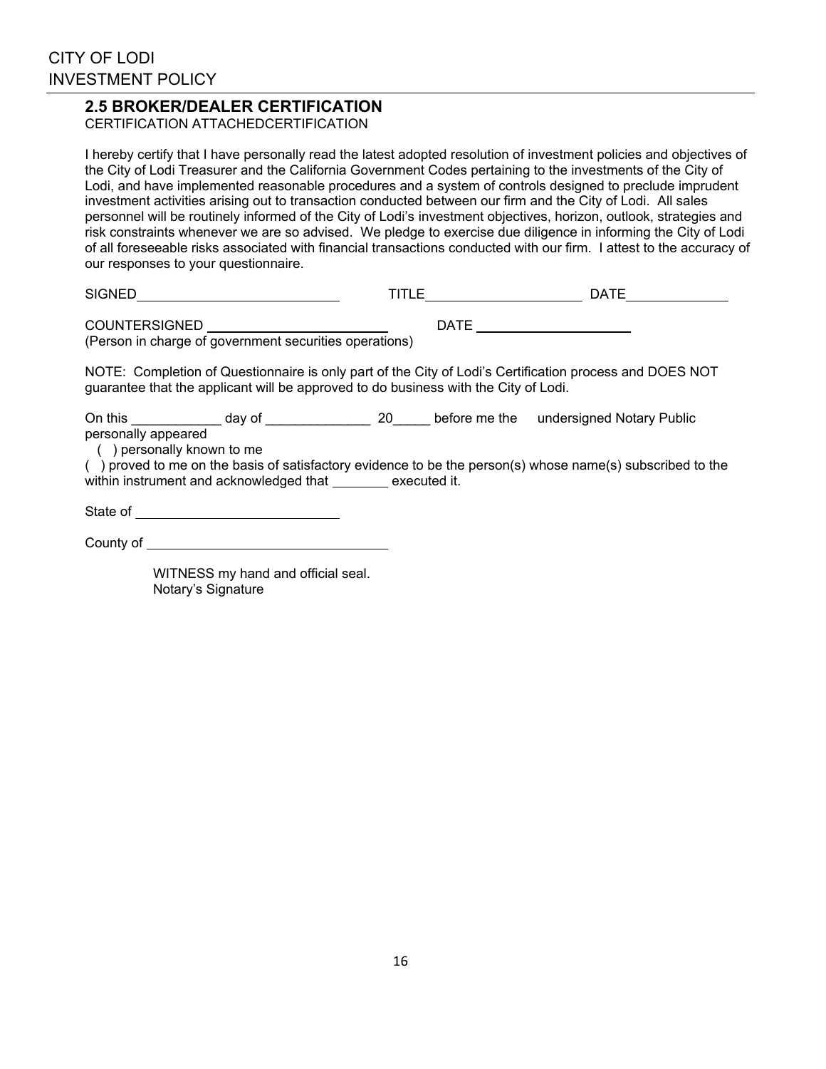## 2.5 BROKER/DEALER CERTIFICATION

CERTIFICATION ATTACHEDCERTIFICATION

I hereby certify that I have personally read the latest adopted resolution of investment policies and objectives of the City of Lodi Treasurer and the California Government Codes pertaining to the investments of the City of Lodi, and have implemented reasonable procedures and a system of controls designed to preclude imprudent investment activities arising out to transaction conducted between our firm and the City of Lodi. All sales personnel will be routinely informed of the City of Lodi's investment objectives, horizon, outlook, strategies and risk constraints whenever we are so advised. We pledge to exercise due diligence in informing the City of Lodi of all foreseeable risks associated with financial transactions conducted with our firm. I attest to the accuracy of our responses to your questionnaire.

SIGNED\_\_\_\_\_\_\_\_\_\_\_\_\_\_\_\_\_\_\_\_\_\_\_\_\_\_ TITLE\_\_\_\_\_\_\_\_\_\_\_\_\_\_\_\_\_\_\_\_ DATE\_\_\_\_\_\_\_\_\_\_\_\_\_

COUNTERSIGNED \_\_\_\_\_\_\_\_\_\_\_\_\_\_\_\_\_\_\_\_\_\_\_ DATE \_\_\_\_\_\_\_\_\_\_\_\_\_\_\_\_\_\_\_\_
(Person in charge of government securities operations)

NOTE: Completion of Questionnaire is only part of the City of Lodi's Certification process and DOES NOT guarantee that the applicant will be approved to do business with the City of Lodi.

On this \_\_\_\_\_\_\_\_\_\_\_\_ day of \_\_\_\_\_\_\_\_\_\_\_\_\_\_ 20\_\_\_\_\_ before me the undersigned Notary Public personally appeared

( ) personally known to me

( ) proved to me on the basis of satisfactory evidence to be the person(s) whose name(s) subscribed to the within instrument and acknowledged that \_\_\_\_\_\_\_\_ executed it.

State of \_\_\_\_\_\_\_\_\_\_\_\_\_\_\_\_\_\_\_\_\_\_\_\_\_\_

County of \_\_\_\_\_\_\_\_\_\_\_\_\_\_\_\_\_\_\_\_\_\_\_\_\_\_\_\_\_\_\_

WITNESS my hand and official seal.
Notary's Signature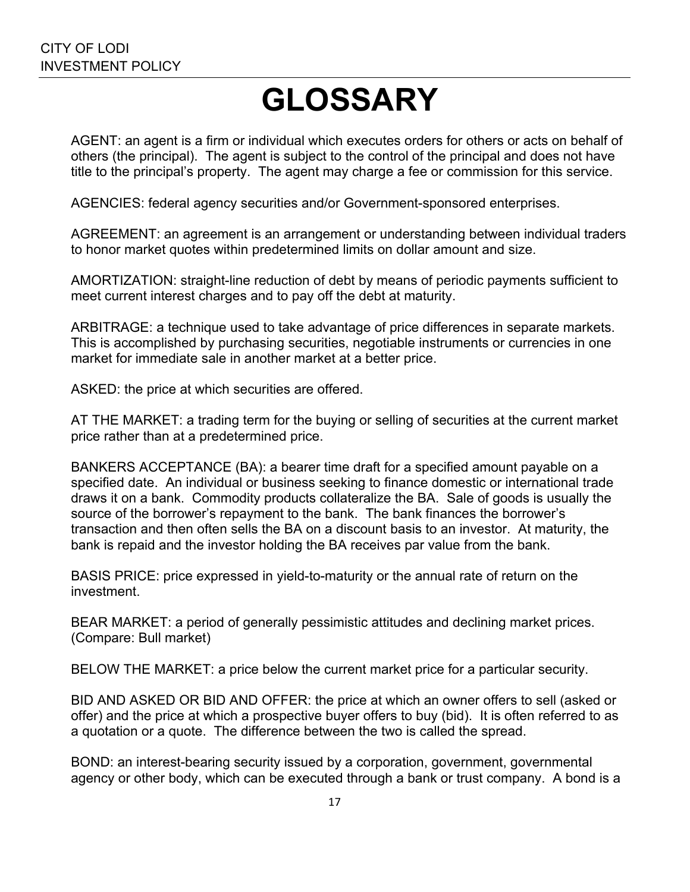# GLOSSARY

AGENT: an agent is a firm or individual which executes orders for others or acts on behalf of others (the principal). The agent is subject to the control of the principal and does not have title to the principal's property. The agent may charge a fee or commission for this service.

AGENCIES: federal agency securities and/or Government-sponsored enterprises.

AGREEMENT: an agreement is an arrangement or understanding between individual traders to honor market quotes within predetermined limits on dollar amount and size.

AMORTIZATION: straight-line reduction of debt by means of periodic payments sufficient to meet current interest charges and to pay off the debt at maturity.

ARBITRAGE: a technique used to take advantage of price differences in separate markets. This is accomplished by purchasing securities, negotiable instruments or currencies in one market for immediate sale in another market at a better price.

ASKED: the price at which securities are offered.

AT THE MARKET: a trading term for the buying or selling of securities at the current market price rather than at a predetermined price.

BANKERS ACCEPTANCE (BA): a bearer time draft for a specified amount payable on a specified date. An individual or business seeking to finance domestic or international trade draws it on a bank. Commodity products collateralize the BA. Sale of goods is usually the source of the borrower's repayment to the bank. The bank finances the borrower's transaction and then often sells the BA on a discount basis to an investor. At maturity, the bank is repaid and the investor holding the BA receives par value from the bank.

BASIS PRICE: price expressed in yield-to-maturity or the annual rate of return on the investment.

BEAR MARKET: a period of generally pessimistic attitudes and declining market prices. (Compare: Bull market)

BELOW THE MARKET: a price below the current market price for a particular security.

BID AND ASKED OR BID AND OFFER: the price at which an owner offers to sell (asked or offer) and the price at which a prospective buyer offers to buy (bid). It is often referred to as a quotation or a quote. The difference between the two is called the spread.

BOND: an interest-bearing security issued by a corporation, government, governmental agency or other body, which can be executed through a bank or trust company. A bond is a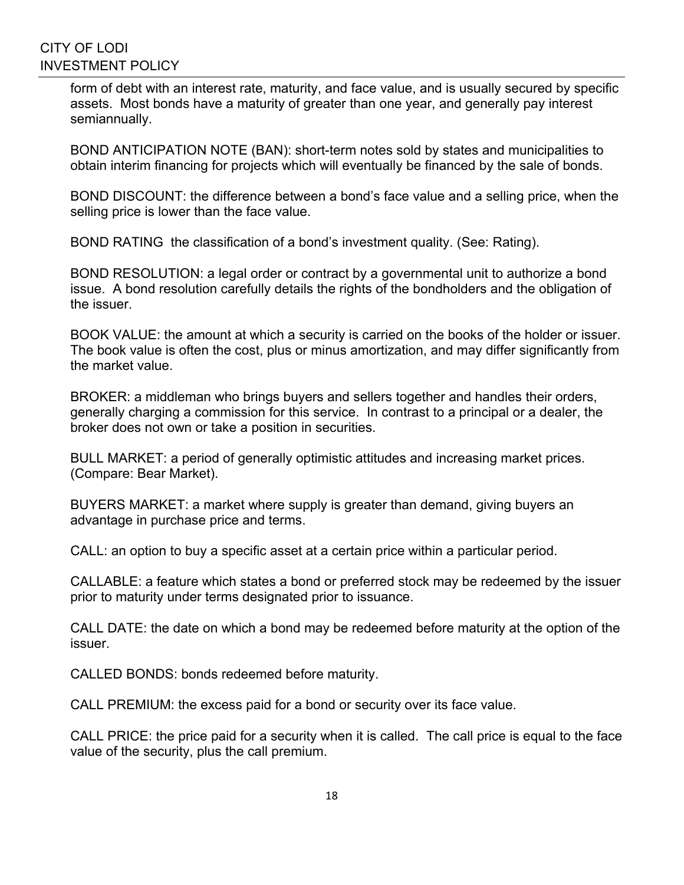form of debt with an interest rate, maturity, and face value, and is usually secured by specific assets. Most bonds have a maturity of greater than one year, and generally pay interest semiannually.

BOND ANTICIPATION NOTE (BAN): short-term notes sold by states and municipalities to obtain interim financing for projects which will eventually be financed by the sale of bonds.

BOND DISCOUNT: the difference between a bond's face value and a selling price, when the selling price is lower than the face value.

BOND RATING the classification of a bond's investment quality. (See: Rating).

BOND RESOLUTION: a legal order or contract by a governmental unit to authorize a bond issue. A bond resolution carefully details the rights of the bondholders and the obligation of the issuer.

BOOK VALUE: the amount at which a security is carried on the books of the holder or issuer. The book value is often the cost, plus or minus amortization, and may differ significantly from the market value.

BROKER: a middleman who brings buyers and sellers together and handles their orders, generally charging a commission for this service. In contrast to a principal or a dealer, the broker does not own or take a position in securities.

BULL MARKET: a period of generally optimistic attitudes and increasing market prices. (Compare: Bear Market).

BUYERS MARKET: a market where supply is greater than demand, giving buyers an advantage in purchase price and terms.

CALL: an option to buy a specific asset at a certain price within a particular period.

CALLABLE: a feature which states a bond or preferred stock may be redeemed by the issuer prior to maturity under terms designated prior to issuance.

CALL DATE: the date on which a bond may be redeemed before maturity at the option of the issuer.

CALLED BONDS: bonds redeemed before maturity.

CALL PREMIUM: the excess paid for a bond or security over its face value.

CALL PRICE: the price paid for a security when it is called. The call price is equal to the face value of the security, plus the call premium.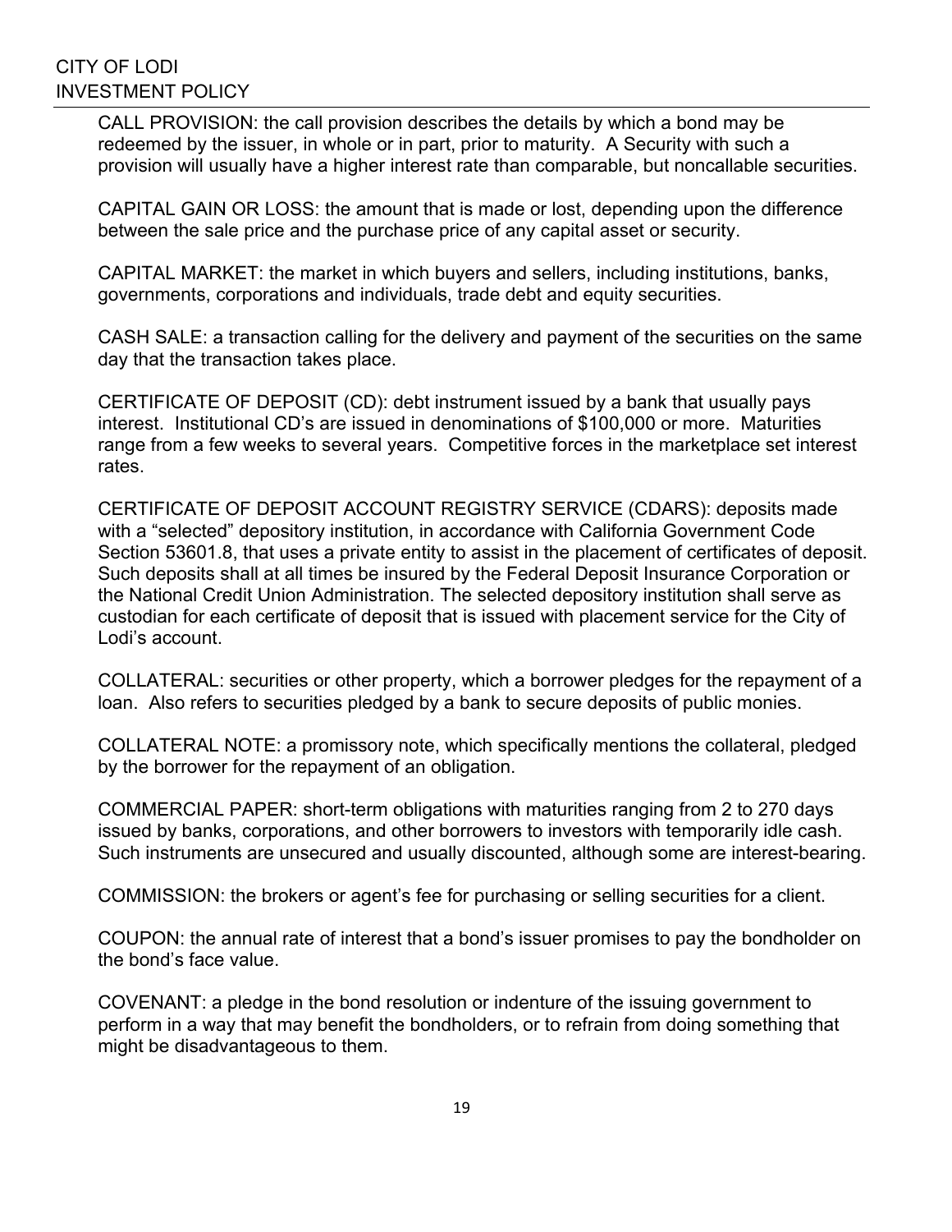CALL PROVISION: the call provision describes the details by which a bond may be redeemed by the issuer, in whole or in part, prior to maturity. A Security with such a provision will usually have a higher interest rate than comparable, but noncallable securities.

CAPITAL GAIN OR LOSS: the amount that is made or lost, depending upon the difference between the sale price and the purchase price of any capital asset or security.

CAPITAL MARKET: the market in which buyers and sellers, including institutions, banks, governments, corporations and individuals, trade debt and equity securities.

CASH SALE: a transaction calling for the delivery and payment of the securities on the same day that the transaction takes place.

CERTIFICATE OF DEPOSIT (CD): debt instrument issued by a bank that usually pays interest. Institutional CD's are issued in denominations of $100,000 or more. Maturities range from a few weeks to several years. Competitive forces in the marketplace set interest rates.

CERTIFICATE OF DEPOSIT ACCOUNT REGISTRY SERVICE (CDARS): deposits made with a "selected" depository institution, in accordance with California Government Code Section 53601.8, that uses a private entity to assist in the placement of certificates of deposit. Such deposits shall at all times be insured by the Federal Deposit Insurance Corporation or the National Credit Union Administration. The selected depository institution shall serve as custodian for each certificate of deposit that is issued with placement service for the City of Lodi's account.

COLLATERAL: securities or other property, which a borrower pledges for the repayment of a loan. Also refers to securities pledged by a bank to secure deposits of public monies.

COLLATERAL NOTE: a promissory note, which specifically mentions the collateral, pledged by the borrower for the repayment of an obligation.

COMMERCIAL PAPER: short-term obligations with maturities ranging from 2 to 270 days issued by banks, corporations, and other borrowers to investors with temporarily idle cash. Such instruments are unsecured and usually discounted, although some are interest-bearing.

COMMISSION: the brokers or agent's fee for purchasing or selling securities for a client.

COUPON: the annual rate of interest that a bond's issuer promises to pay the bondholder on the bond's face value.

COVENANT: a pledge in the bond resolution or indenture of the issuing government to perform in a way that may benefit the bondholders, or to refrain from doing something that might be disadvantageous to them.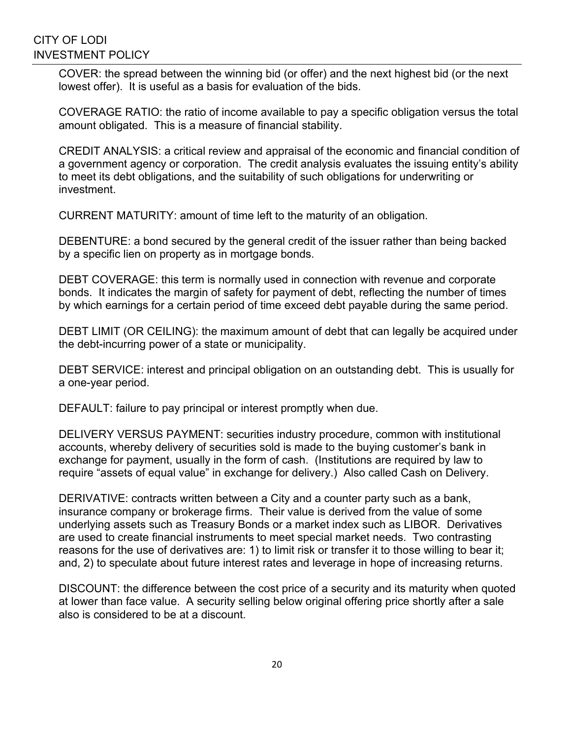COVER: the spread between the winning bid (or offer) and the next highest bid (or the next lowest offer). It is useful as a basis for evaluation of the bids.

COVERAGE RATIO: the ratio of income available to pay a specific obligation versus the total amount obligated. This is a measure of financial stability.

CREDIT ANALYSIS: a critical review and appraisal of the economic and financial condition of a government agency or corporation. The credit analysis evaluates the issuing entity's ability to meet its debt obligations, and the suitability of such obligations for underwriting or investment.

CURRENT MATURITY: amount of time left to the maturity of an obligation.

DEBENTURE: a bond secured by the general credit of the issuer rather than being backed by a specific lien on property as in mortgage bonds.

DEBT COVERAGE: this term is normally used in connection with revenue and corporate bonds. It indicates the margin of safety for payment of debt, reflecting the number of times by which earnings for a certain period of time exceed debt payable during the same period.

DEBT LIMIT (OR CEILING): the maximum amount of debt that can legally be acquired under the debt-incurring power of a state or municipality.

DEBT SERVICE: interest and principal obligation on an outstanding debt. This is usually for a one-year period.

DEFAULT: failure to pay principal or interest promptly when due.

DELIVERY VERSUS PAYMENT: securities industry procedure, common with institutional accounts, whereby delivery of securities sold is made to the buying customer's bank in exchange for payment, usually in the form of cash. (Institutions are required by law to require "assets of equal value" in exchange for delivery.) Also called Cash on Delivery.

DERIVATIVE: contracts written between a City and a counter party such as a bank, insurance company or brokerage firms. Their value is derived from the value of some underlying assets such as Treasury Bonds or a market index such as LIBOR. Derivatives are used to create financial instruments to meet special market needs. Two contrasting reasons for the use of derivatives are: 1) to limit risk or transfer it to those willing to bear it; and, 2) to speculate about future interest rates and leverage in hope of increasing returns.

DISCOUNT: the difference between the cost price of a security and its maturity when quoted at lower than face value. A security selling below original offering price shortly after a sale also is considered to be at a discount.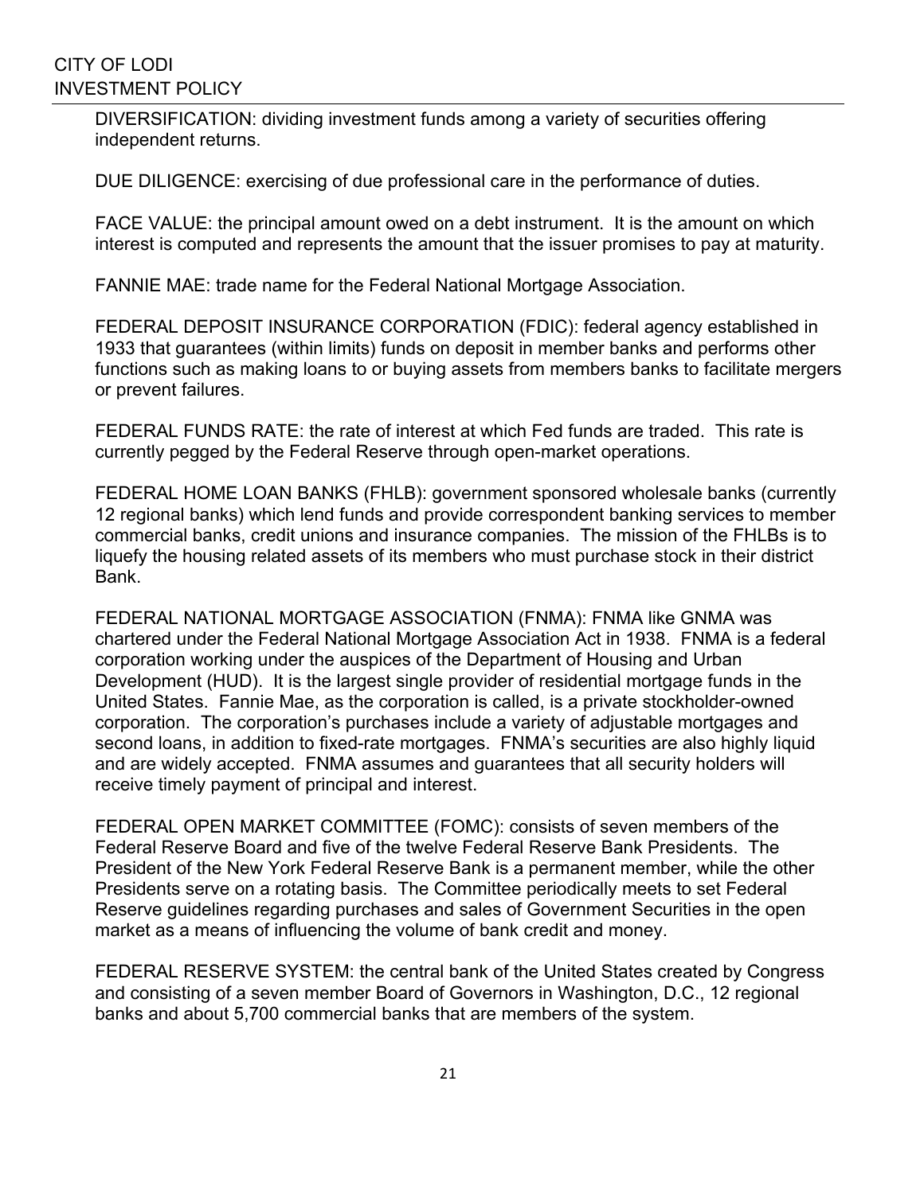DIVERSIFICATION: dividing investment funds among a variety of securities offering independent returns.

DUE DILIGENCE: exercising of due professional care in the performance of duties.

FACE VALUE: the principal amount owed on a debt instrument. It is the amount on which interest is computed and represents the amount that the issuer promises to pay at maturity.

FANNIE MAE: trade name for the Federal National Mortgage Association.

FEDERAL DEPOSIT INSURANCE CORPORATION (FDIC): federal agency established in 1933 that guarantees (within limits) funds on deposit in member banks and performs other functions such as making loans to or buying assets from members banks to facilitate mergers or prevent failures.

FEDERAL FUNDS RATE: the rate of interest at which Fed funds are traded. This rate is currently pegged by the Federal Reserve through open-market operations.

FEDERAL HOME LOAN BANKS (FHLB): government sponsored wholesale banks (currently 12 regional banks) which lend funds and provide correspondent banking services to member commercial banks, credit unions and insurance companies. The mission of the FHLBs is to liquefy the housing related assets of its members who must purchase stock in their district Bank.

FEDERAL NATIONAL MORTGAGE ASSOCIATION (FNMA): FNMA like GNMA was chartered under the Federal National Mortgage Association Act in 1938. FNMA is a federal corporation working under the auspices of the Department of Housing and Urban Development (HUD). It is the largest single provider of residential mortgage funds in the United States. Fannie Mae, as the corporation is called, is a private stockholder-owned corporation. The corporation's purchases include a variety of adjustable mortgages and second loans, in addition to fixed-rate mortgages. FNMA's securities are also highly liquid and are widely accepted. FNMA assumes and guarantees that all security holders will receive timely payment of principal and interest.

FEDERAL OPEN MARKET COMMITTEE (FOMC): consists of seven members of the Federal Reserve Board and five of the twelve Federal Reserve Bank Presidents. The President of the New York Federal Reserve Bank is a permanent member, while the other Presidents serve on a rotating basis. The Committee periodically meets to set Federal Reserve guidelines regarding purchases and sales of Government Securities in the open market as a means of influencing the volume of bank credit and money.

FEDERAL RESERVE SYSTEM: the central bank of the United States created by Congress and consisting of a seven member Board of Governors in Washington, D.C., 12 regional banks and about 5,700 commercial banks that are members of the system.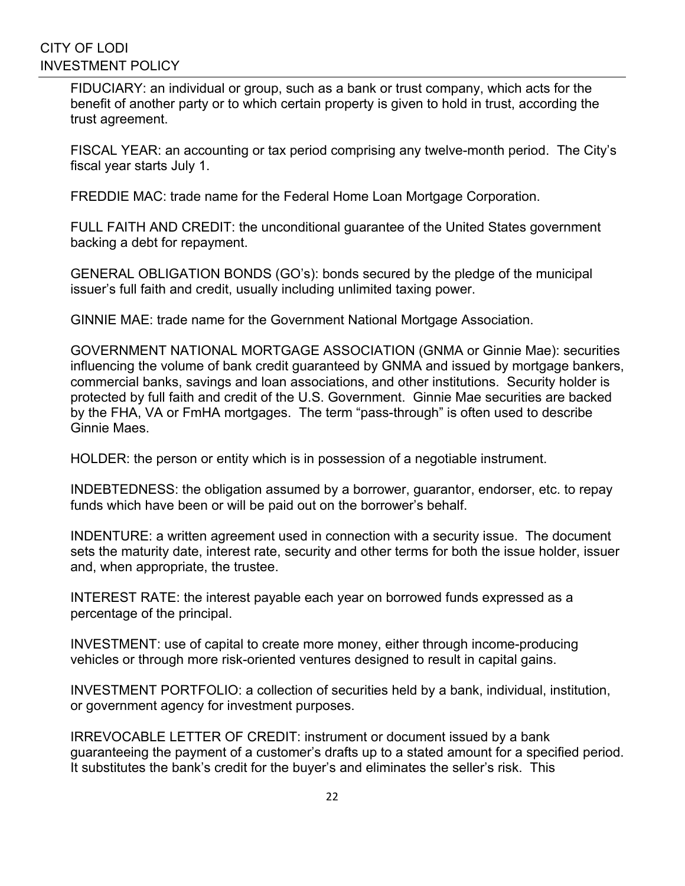FIDUCIARY: an individual or group, such as a bank or trust company, which acts for the benefit of another party or to which certain property is given to hold in trust, according the trust agreement.

FISCAL YEAR: an accounting or tax period comprising any twelve-month period. The City's fiscal year starts July 1.

FREDDIE MAC: trade name for the Federal Home Loan Mortgage Corporation.

FULL FAITH AND CREDIT: the unconditional guarantee of the United States government backing a debt for repayment.

GENERAL OBLIGATION BONDS (GO's): bonds secured by the pledge of the municipal issuer's full faith and credit, usually including unlimited taxing power.

GINNIE MAE: trade name for the Government National Mortgage Association.

GOVERNMENT NATIONAL MORTGAGE ASSOCIATION (GNMA or Ginnie Mae): securities influencing the volume of bank credit guaranteed by GNMA and issued by mortgage bankers, commercial banks, savings and loan associations, and other institutions. Security holder is protected by full faith and credit of the U.S. Government. Ginnie Mae securities are backed by the FHA, VA or FmHA mortgages. The term "pass-through" is often used to describe Ginnie Maes.

HOLDER: the person or entity which is in possession of a negotiable instrument.

INDEBTEDNESS: the obligation assumed by a borrower, guarantor, endorser, etc. to repay funds which have been or will be paid out on the borrower's behalf.

INDENTURE: a written agreement used in connection with a security issue. The document sets the maturity date, interest rate, security and other terms for both the issue holder, issuer and, when appropriate, the trustee.

INTEREST RATE: the interest payable each year on borrowed funds expressed as a percentage of the principal.

INVESTMENT: use of capital to create more money, either through income-producing vehicles or through more risk-oriented ventures designed to result in capital gains.

INVESTMENT PORTFOLIO: a collection of securities held by a bank, individual, institution, or government agency for investment purposes.

IRREVOCABLE LETTER OF CREDIT: instrument or document issued by a bank guaranteeing the payment of a customer's drafts up to a stated amount for a specified period. It substitutes the bank's credit for the buyer's and eliminates the seller's risk. This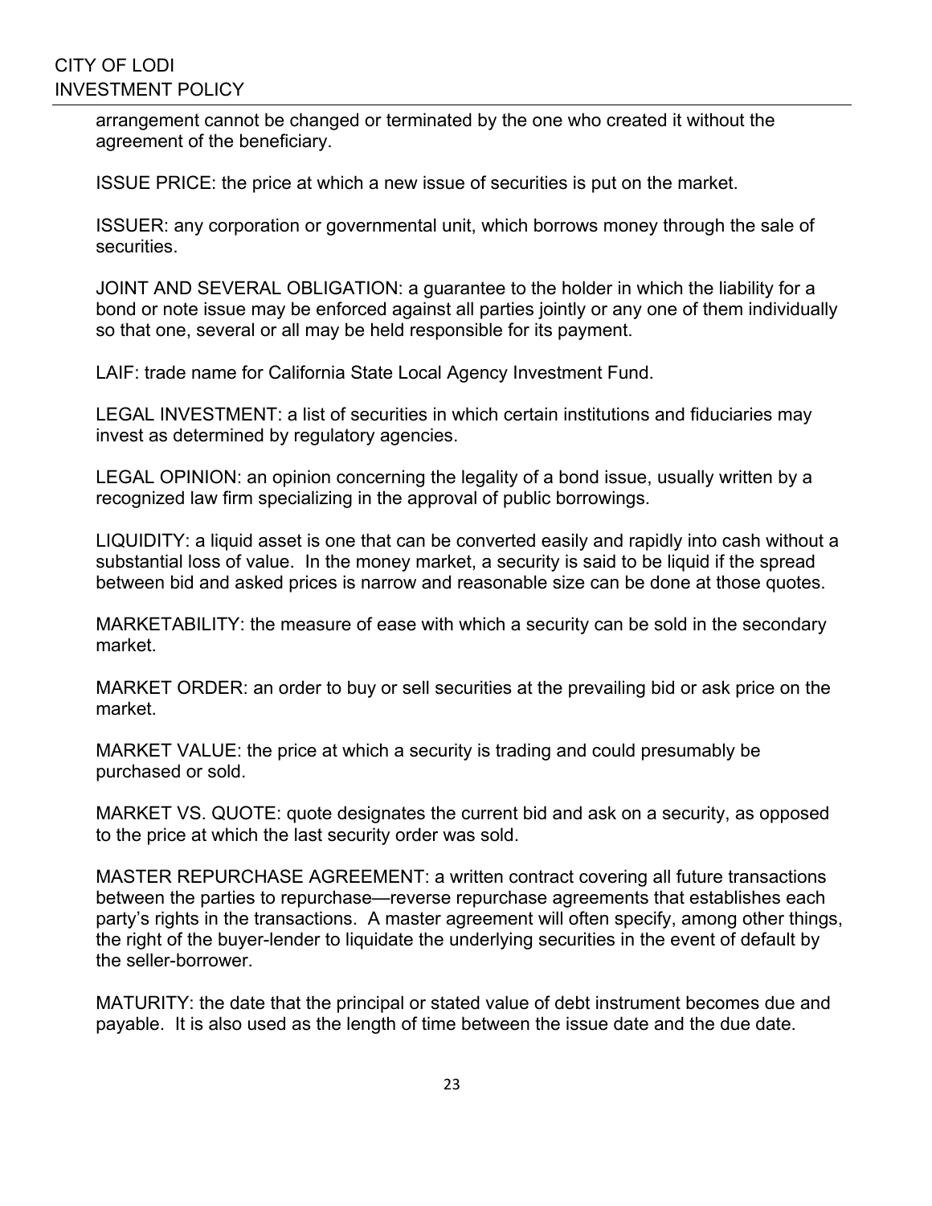arrangement cannot be changed or terminated by the one who created it without the agreement of the beneficiary.

ISSUE PRICE: the price at which a new issue of securities is put on the market.

ISSUER: any corporation or governmental unit, which borrows money through the sale of securities.

JOINT AND SEVERAL OBLIGATION: a guarantee to the holder in which the liability for a bond or note issue may be enforced against all parties jointly or any one of them individually so that one, several or all may be held responsible for its payment.

LAIF: trade name for California State Local Agency Investment Fund.

LEGAL INVESTMENT: a list of securities in which certain institutions and fiduciaries may invest as determined by regulatory agencies.

LEGAL OPINION: an opinion concerning the legality of a bond issue, usually written by a recognized law firm specializing in the approval of public borrowings.

LIQUIDITY: a liquid asset is one that can be converted easily and rapidly into cash without a substantial loss of value. In the money market, a security is said to be liquid if the spread between bid and asked prices is narrow and reasonable size can be done at those quotes.

MARKETABILITY: the measure of ease with which a security can be sold in the secondary market.

MARKET ORDER: an order to buy or sell securities at the prevailing bid or ask price on the market.

MARKET VALUE: the price at which a security is trading and could presumably be purchased or sold.

MARKET VS. QUOTE: quote designates the current bid and ask on a security, as opposed to the price at which the last security order was sold.

MASTER REPURCHASE AGREEMENT: a written contract covering all future transactions between the parties to repurchase—reverse repurchase agreements that establishes each party's rights in the transactions. A master agreement will often specify, among other things, the right of the buyer-lender to liquidate the underlying securities in the event of default by the seller-borrower.

MATURITY: the date that the principal or stated value of debt instrument becomes due and payable. It is also used as the length of time between the issue date and the due date.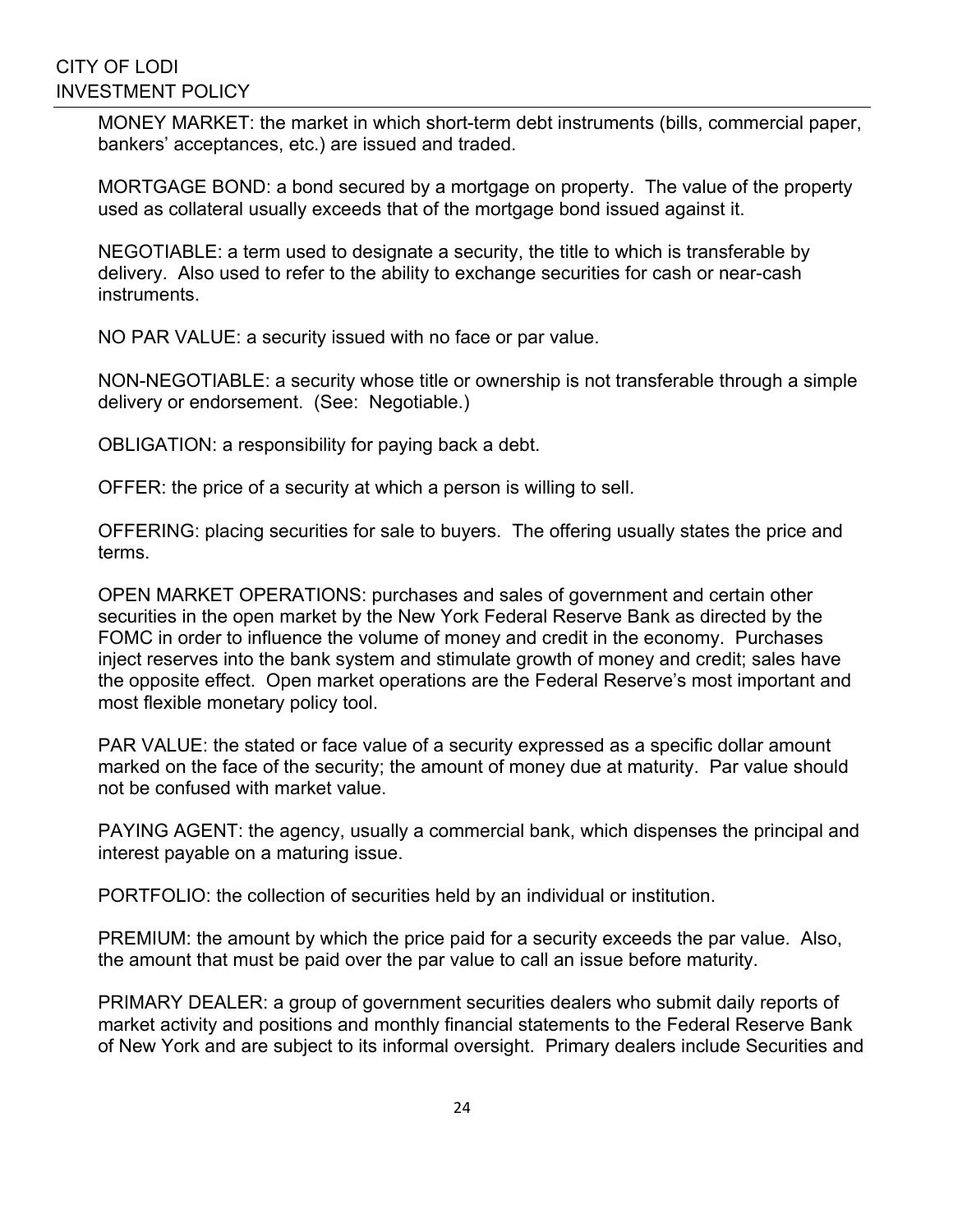MONEY MARKET: the market in which short-term debt instruments (bills, commercial paper, bankers' acceptances, etc.) are issued and traded.

MORTGAGE BOND: a bond secured by a mortgage on property. The value of the property used as collateral usually exceeds that of the mortgage bond issued against it.

NEGOTIABLE: a term used to designate a security, the title to which is transferable by delivery. Also used to refer to the ability to exchange securities for cash or near-cash instruments.

NO PAR VALUE: a security issued with no face or par value.

NON-NEGOTIABLE: a security whose title or ownership is not transferable through a simple delivery or endorsement. (See: Negotiable.)

OBLIGATION: a responsibility for paying back a debt.

OFFER: the price of a security at which a person is willing to sell.

OFFERING: placing securities for sale to buyers. The offering usually states the price and terms.

OPEN MARKET OPERATIONS: purchases and sales of government and certain other securities in the open market by the New York Federal Reserve Bank as directed by the FOMC in order to influence the volume of money and credit in the economy. Purchases inject reserves into the bank system and stimulate growth of money and credit; sales have the opposite effect. Open market operations are the Federal Reserve's most important and most flexible monetary policy tool.

PAR VALUE: the stated or face value of a security expressed as a specific dollar amount marked on the face of the security; the amount of money due at maturity. Par value should not be confused with market value.

PAYING AGENT: the agency, usually a commercial bank, which dispenses the principal and interest payable on a maturing issue.

PORTFOLIO: the collection of securities held by an individual or institution.

PREMIUM: the amount by which the price paid for a security exceeds the par value. Also, the amount that must be paid over the par value to call an issue before maturity.

PRIMARY DEALER: a group of government securities dealers who submit daily reports of market activity and positions and monthly financial statements to the Federal Reserve Bank of New York and are subject to its informal oversight. Primary dealers include Securities and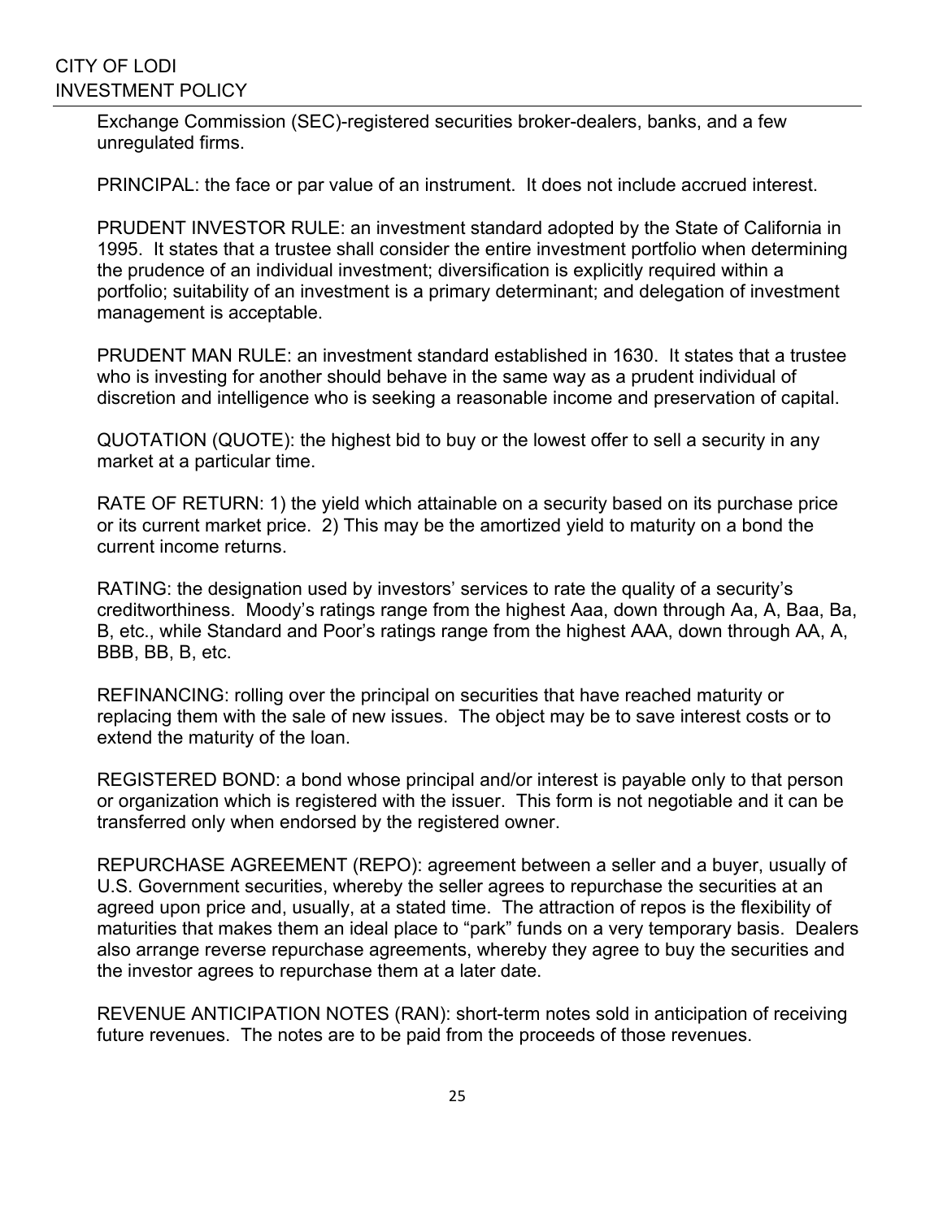Exchange Commission (SEC)-registered securities broker-dealers, banks, and a few unregulated firms.

PRINCIPAL: the face or par value of an instrument. It does not include accrued interest.

PRUDENT INVESTOR RULE: an investment standard adopted by the State of California in 1995. It states that a trustee shall consider the entire investment portfolio when determining the prudence of an individual investment; diversification is explicitly required within a portfolio; suitability of an investment is a primary determinant; and delegation of investment management is acceptable.

PRUDENT MAN RULE: an investment standard established in 1630. It states that a trustee who is investing for another should behave in the same way as a prudent individual of discretion and intelligence who is seeking a reasonable income and preservation of capital.

QUOTATION (QUOTE): the highest bid to buy or the lowest offer to sell a security in any market at a particular time.

RATE OF RETURN: 1) the yield which attainable on a security based on its purchase price or its current market price. 2) This may be the amortized yield to maturity on a bond the current income returns.

RATING: the designation used by investors' services to rate the quality of a security's creditworthiness. Moody's ratings range from the highest Aaa, down through Aa, A, Baa, Ba, B, etc., while Standard and Poor's ratings range from the highest AAA, down through AA, A, BBB, BB, B, etc.

REFINANCING: rolling over the principal on securities that have reached maturity or replacing them with the sale of new issues. The object may be to save interest costs or to extend the maturity of the loan.

REGISTERED BOND: a bond whose principal and/or interest is payable only to that person or organization which is registered with the issuer. This form is not negotiable and it can be transferred only when endorsed by the registered owner.

REPURCHASE AGREEMENT (REPO): agreement between a seller and a buyer, usually of U.S. Government securities, whereby the seller agrees to repurchase the securities at an agreed upon price and, usually, at a stated time. The attraction of repos is the flexibility of maturities that makes them an ideal place to "park" funds on a very temporary basis. Dealers also arrange reverse repurchase agreements, whereby they agree to buy the securities and the investor agrees to repurchase them at a later date.

REVENUE ANTICIPATION NOTES (RAN): short-term notes sold in anticipation of receiving future revenues. The notes are to be paid from the proceeds of those revenues.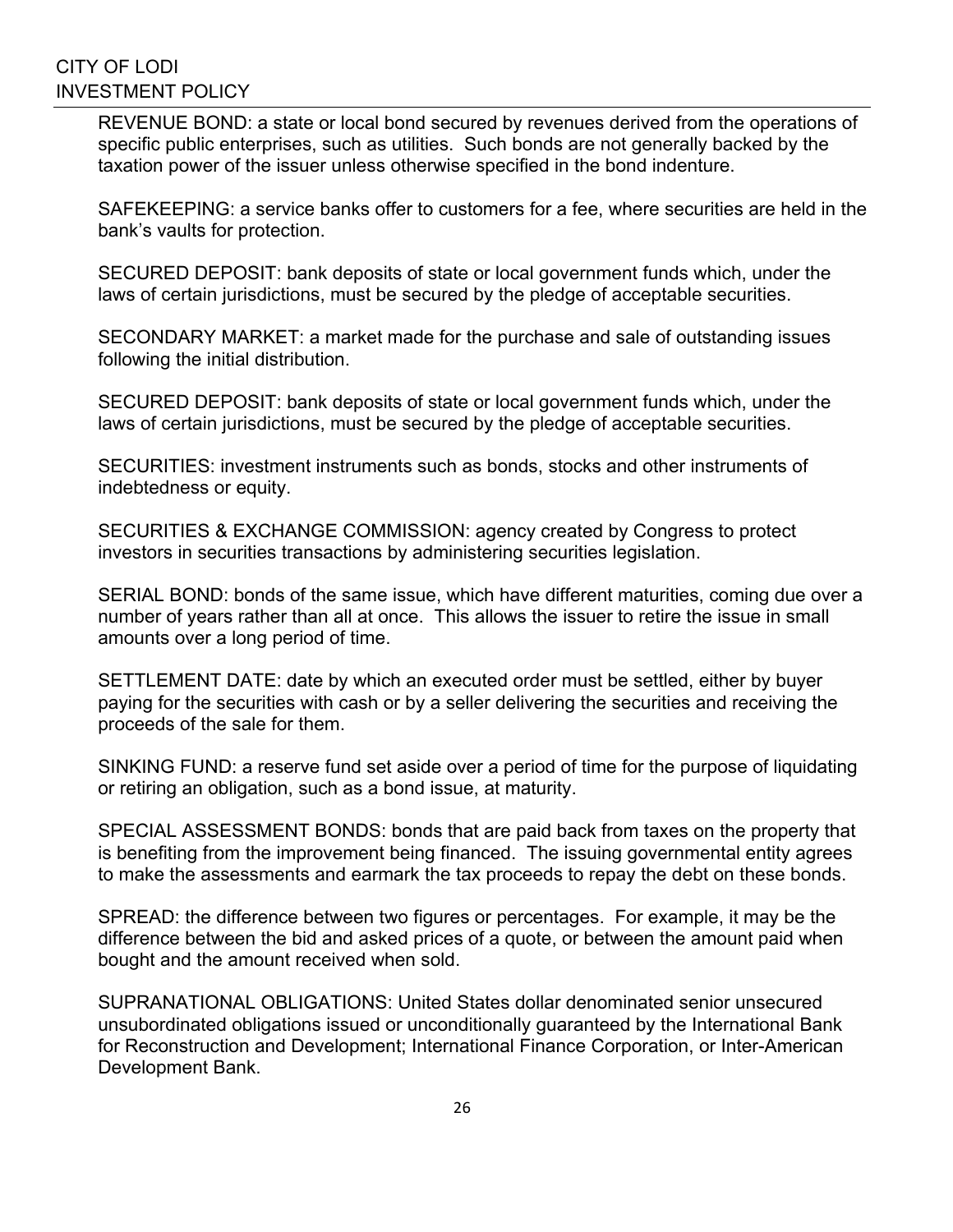REVENUE BOND: a state or local bond secured by revenues derived from the operations of specific public enterprises, such as utilities. Such bonds are not generally backed by the taxation power of the issuer unless otherwise specified in the bond indenture.

SAFEKEEPING: a service banks offer to customers for a fee, where securities are held in the bank's vaults for protection.

SECURED DEPOSIT: bank deposits of state or local government funds which, under the laws of certain jurisdictions, must be secured by the pledge of acceptable securities.

SECONDARY MARKET: a market made for the purchase and sale of outstanding issues following the initial distribution.

SECURED DEPOSIT: bank deposits of state or local government funds which, under the laws of certain jurisdictions, must be secured by the pledge of acceptable securities.

SECURITIES: investment instruments such as bonds, stocks and other instruments of indebtedness or equity.

SECURITIES & EXCHANGE COMMISSION: agency created by Congress to protect investors in securities transactions by administering securities legislation.

SERIAL BOND: bonds of the same issue, which have different maturities, coming due over a number of years rather than all at once. This allows the issuer to retire the issue in small amounts over a long period of time.

SETTLEMENT DATE: date by which an executed order must be settled, either by buyer paying for the securities with cash or by a seller delivering the securities and receiving the proceeds of the sale for them.

SINKING FUND: a reserve fund set aside over a period of time for the purpose of liquidating or retiring an obligation, such as a bond issue, at maturity.

SPECIAL ASSESSMENT BONDS: bonds that are paid back from taxes on the property that is benefiting from the improvement being financed. The issuing governmental entity agrees to make the assessments and earmark the tax proceeds to repay the debt on these bonds.

SPREAD: the difference between two figures or percentages. For example, it may be the difference between the bid and asked prices of a quote, or between the amount paid when bought and the amount received when sold.

SUPRANATIONAL OBLIGATIONS: United States dollar denominated senior unsecured unsubordinated obligations issued or unconditionally guaranteed by the International Bank for Reconstruction and Development; International Finance Corporation, or Inter-American Development Bank.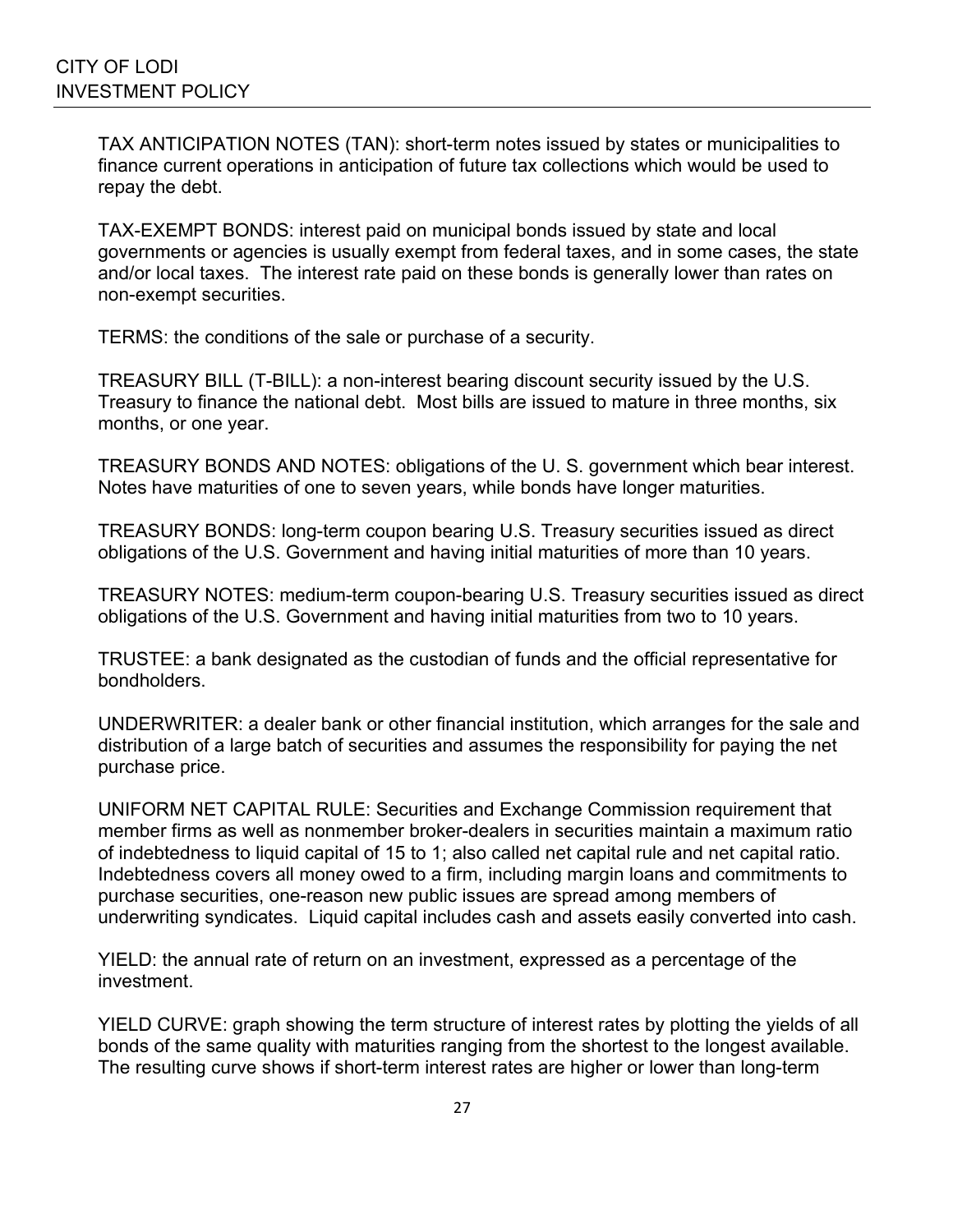TAX ANTICIPATION NOTES (TAN): short-term notes issued by states or municipalities to finance current operations in anticipation of future tax collections which would be used to repay the debt.

TAX-EXEMPT BONDS: interest paid on municipal bonds issued by state and local governments or agencies is usually exempt from federal taxes, and in some cases, the state and/or local taxes. The interest rate paid on these bonds is generally lower than rates on non-exempt securities.

TERMS: the conditions of the sale or purchase of a security.

TREASURY BILL (T-BILL): a non-interest bearing discount security issued by the U.S. Treasury to finance the national debt. Most bills are issued to mature in three months, six months, or one year.

TREASURY BONDS AND NOTES: obligations of the U. S. government which bear interest. Notes have maturities of one to seven years, while bonds have longer maturities.

TREASURY BONDS: long-term coupon bearing U.S. Treasury securities issued as direct obligations of the U.S. Government and having initial maturities of more than 10 years.

TREASURY NOTES: medium-term coupon-bearing U.S. Treasury securities issued as direct obligations of the U.S. Government and having initial maturities from two to 10 years.

TRUSTEE: a bank designated as the custodian of funds and the official representative for bondholders.

UNDERWRITER: a dealer bank or other financial institution, which arranges for the sale and distribution of a large batch of securities and assumes the responsibility for paying the net purchase price.

UNIFORM NET CAPITAL RULE: Securities and Exchange Commission requirement that member firms as well as nonmember broker-dealers in securities maintain a maximum ratio of indebtedness to liquid capital of 15 to 1; also called net capital rule and net capital ratio. Indebtedness covers all money owed to a firm, including margin loans and commitments to purchase securities, one-reason new public issues are spread among members of underwriting syndicates. Liquid capital includes cash and assets easily converted into cash.

YIELD: the annual rate of return on an investment, expressed as a percentage of the investment.

YIELD CURVE: graph showing the term structure of interest rates by plotting the yields of all bonds of the same quality with maturities ranging from the shortest to the longest available. The resulting curve shows if short-term interest rates are higher or lower than long-term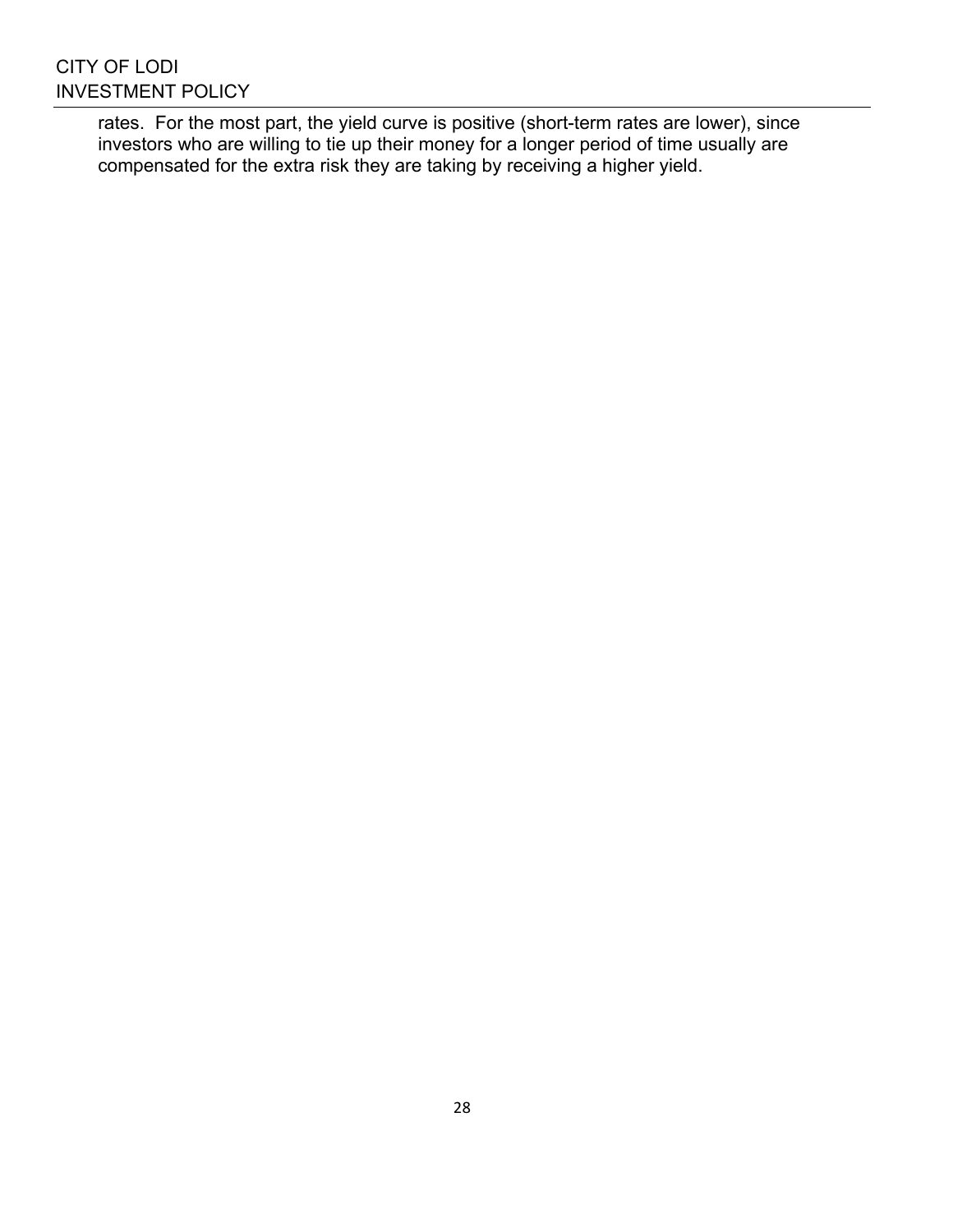rates. For the most part, the yield curve is positive (short-term rates are lower), since investors who are willing to tie up their money for a longer period of time usually are compensated for the extra risk they are taking by receiving a higher yield.